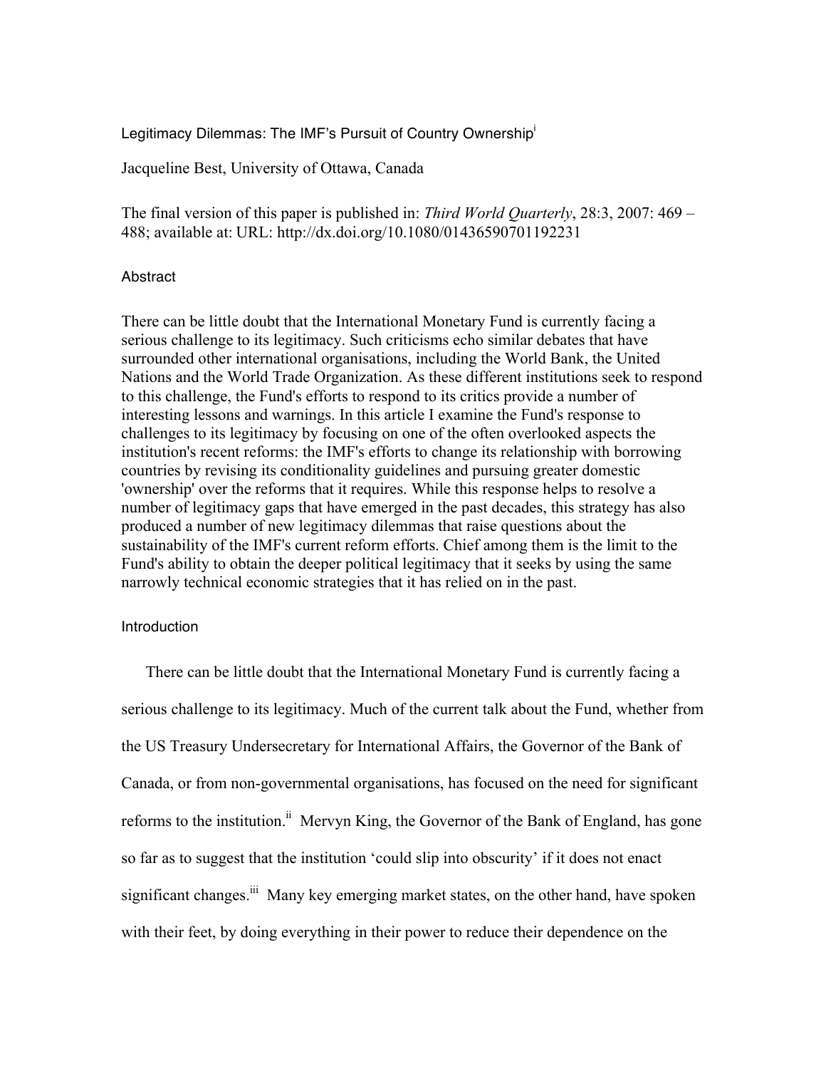# Legitimacy Dilemmas: The IMF's Pursuit of Country Ownership[i]

Jacqueline Best, University of Ottawa, Canada

The final version of this paper is published in: *Third World Quarterly*, 28:3, 2007: 469 – 488; available at: URL: http://dx.doi.org/10.1080/01436590701192231

## Abstract

There can be little doubt that the International Monetary Fund is currently facing a serious challenge to its legitimacy. Such criticisms echo similar debates that have surrounded other international organisations, including the World Bank, the United Nations and the World Trade Organization. As these different institutions seek to respond to this challenge, the Fund's efforts to respond to its critics provide a number of interesting lessons and warnings. In this article I examine the Fund's response to challenges to its legitimacy by focusing on one of the often overlooked aspects the institution's recent reforms: the IMF's efforts to change its relationship with borrowing countries by revising its conditionality guidelines and pursuing greater domestic 'ownership' over the reforms that it requires. While this response helps to resolve a number of legitimacy gaps that have emerged in the past decades, this strategy has also produced a number of new legitimacy dilemmas that raise questions about the sustainability of the IMF's current reform efforts. Chief among them is the limit to the Fund's ability to obtain the deeper political legitimacy that it seeks by using the same narrowly technical economic strategies that it has relied on in the past.

## Introduction

There can be little doubt that the International Monetary Fund is currently facing a serious challenge to its legitimacy. Much of the current talk about the Fund, whether from the US Treasury Undersecretary for International Affairs, the Governor of the Bank of Canada, or from non-governmental organisations, has focused on the need for significant reforms to the institution.[ii] Mervyn King, the Governor of the Bank of England, has gone so far as to suggest that the institution 'could slip into obscurity' if it does not enact significant changes.[iii] Many key emerging market states, on the other hand, have spoken with their feet, by doing everything in their power to reduce their dependence on the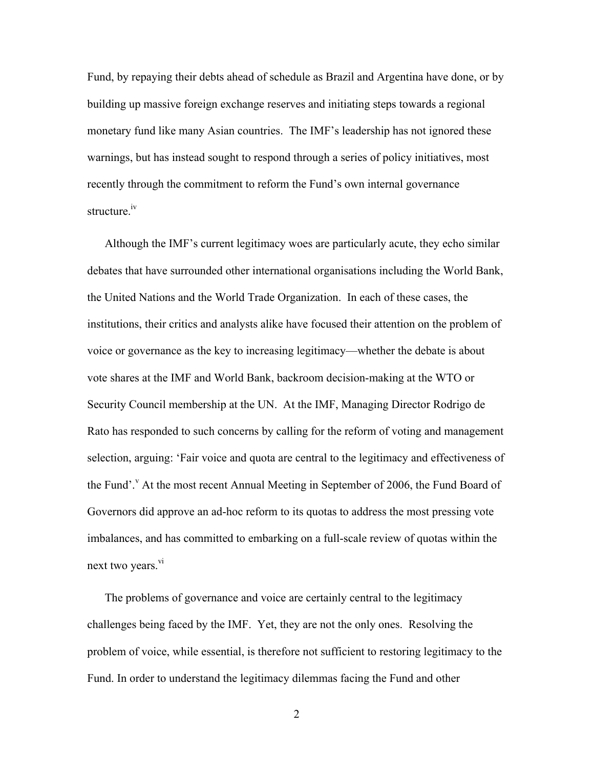Fund, by repaying their debts ahead of schedule as Brazil and Argentina have done, or by building up massive foreign exchange reserves and initiating steps towards a regional monetary fund like many Asian countries. The IMF's leadership has not ignored these warnings, but has instead sought to respond through a series of policy initiatives, most recently through the commitment to reform the Fund's own internal governance structure.[iv]

Although the IMF's current legitimacy woes are particularly acute, they echo similar debates that have surrounded other international organisations including the World Bank, the United Nations and the World Trade Organization. In each of these cases, the institutions, their critics and analysts alike have focused their attention on the problem of voice or governance as the key to increasing legitimacy—whether the debate is about vote shares at the IMF and World Bank, backroom decision-making at the WTO or Security Council membership at the UN. At the IMF, Managing Director Rodrigo de Rato has responded to such concerns by calling for the reform of voting and management selection, arguing: 'Fair voice and quota are central to the legitimacy and effectiveness of the Fund'.[v] At the most recent Annual Meeting in September of 2006, the Fund Board of Governors did approve an ad-hoc reform to its quotas to address the most pressing vote imbalances, and has committed to embarking on a full-scale review of quotas within the next two years.[vi]

The problems of governance and voice are certainly central to the legitimacy challenges being faced by the IMF. Yet, they are not the only ones. Resolving the problem of voice, while essential, is therefore not sufficient to restoring legitimacy to the Fund. In order to understand the legitimacy dilemmas facing the Fund and other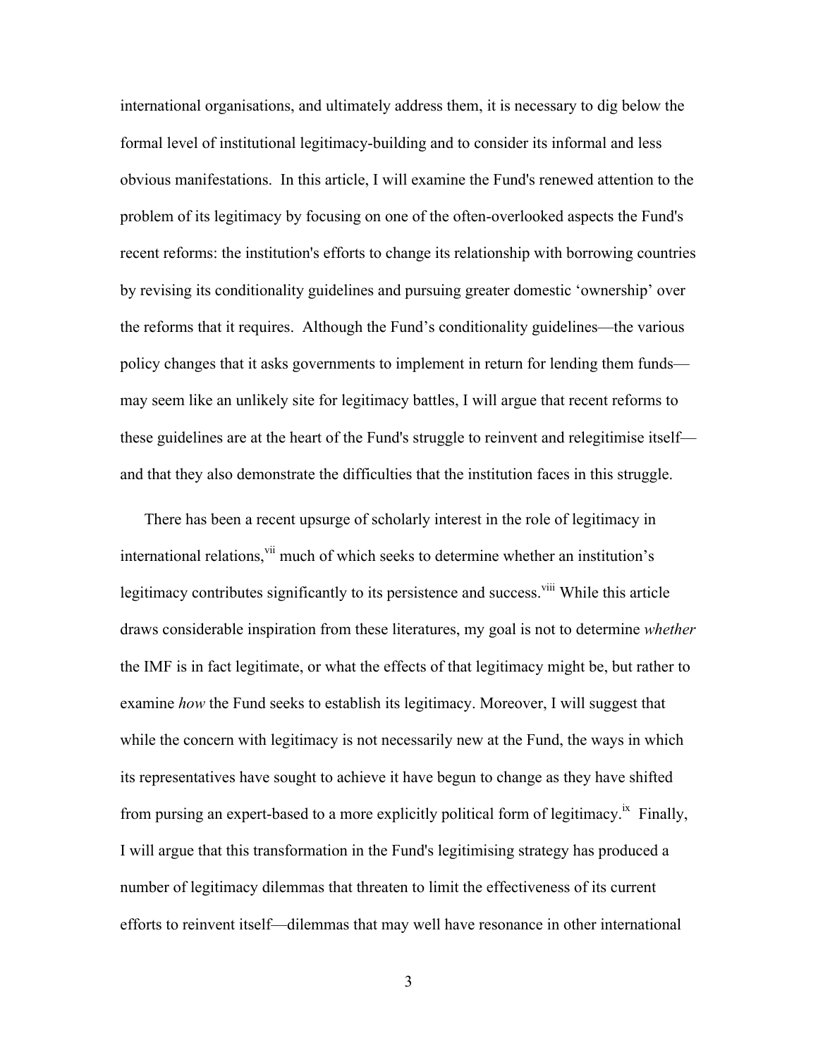international organisations, and ultimately address them, it is necessary to dig below the formal level of institutional legitimacy-building and to consider its informal and less obvious manifestations. In this article, I will examine the Fund's renewed attention to the problem of its legitimacy by focusing on one of the often-overlooked aspects the Fund's recent reforms: the institution's efforts to change its relationship with borrowing countries by revising its conditionality guidelines and pursuing greater domestic 'ownership' over the reforms that it requires. Although the Fund's conditionality guidelines—the various policy changes that it asks governments to implement in return for lending them funds—may seem like an unlikely site for legitimacy battles, I will argue that recent reforms to these guidelines are at the heart of the Fund's struggle to reinvent and relegitimise itself—and that they also demonstrate the difficulties that the institution faces in this struggle.

There has been a recent upsurge of scholarly interest in the role of legitimacy in international relations,[vii] much of which seeks to determine whether an institution's legitimacy contributes significantly to its persistence and success.[viii] While this article draws considerable inspiration from these literatures, my goal is not to determine *whether* the IMF is in fact legitimate, or what the effects of that legitimacy might be, but rather to examine *how* the Fund seeks to establish its legitimacy. Moreover, I will suggest that while the concern with legitimacy is not necessarily new at the Fund, the ways in which its representatives have sought to achieve it have begun to change as they have shifted from pursing an expert-based to a more explicitly political form of legitimacy.[ix] Finally, I will argue that this transformation in the Fund's legitimising strategy has produced a number of legitimacy dilemmas that threaten to limit the effectiveness of its current efforts to reinvent itself—dilemmas that may well have resonance in other international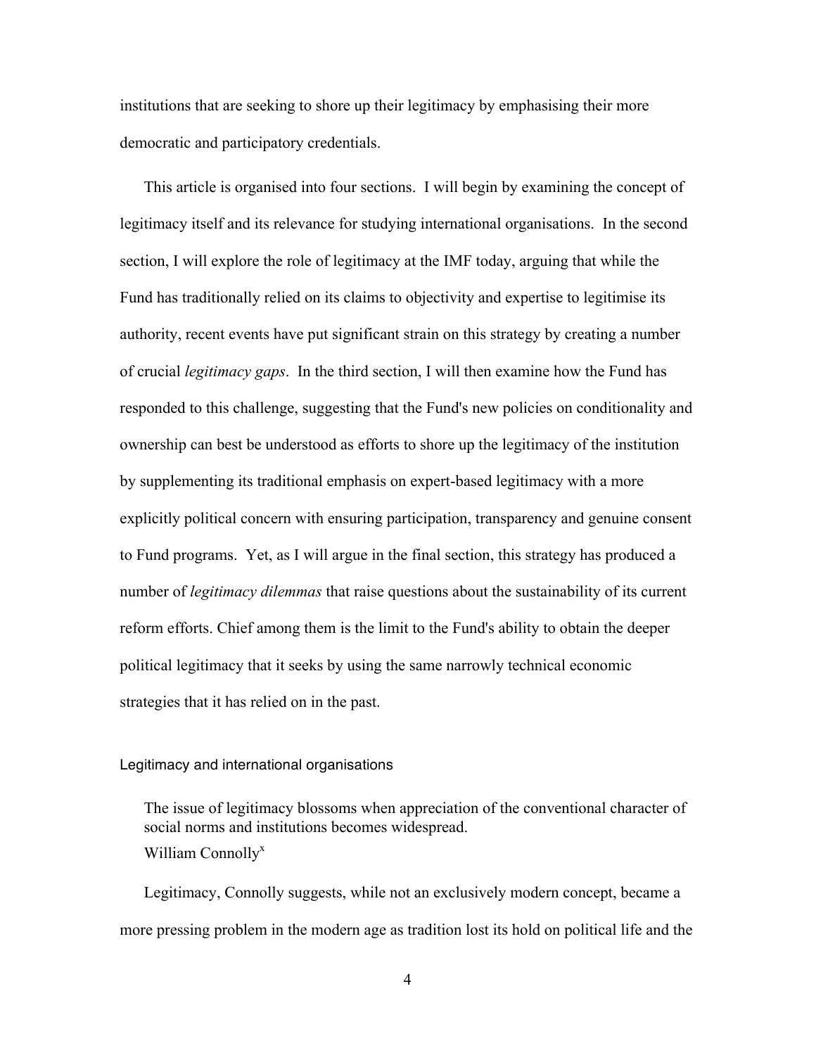institutions that are seeking to shore up their legitimacy by emphasising their more democratic and participatory credentials.

This article is organised into four sections. I will begin by examining the concept of legitimacy itself and its relevance for studying international organisations. In the second section, I will explore the role of legitimacy at the IMF today, arguing that while the Fund has traditionally relied on its claims to objectivity and expertise to legitimise its authority, recent events have put significant strain on this strategy by creating a number of crucial *legitimacy gaps*. In the third section, I will then examine how the Fund has responded to this challenge, suggesting that the Fund's new policies on conditionality and ownership can best be understood as efforts to shore up the legitimacy of the institution by supplementing its traditional emphasis on expert-based legitimacy with a more explicitly political concern with ensuring participation, transparency and genuine consent to Fund programs. Yet, as I will argue in the final section, this strategy has produced a number of *legitimacy dilemmas* that raise questions about the sustainability of its current reform efforts. Chief among them is the limit to the Fund's ability to obtain the deeper political legitimacy that it seeks by using the same narrowly technical economic strategies that it has relied on in the past.

## Legitimacy and international organisations

> The issue of legitimacy blossoms when appreciation of the conventional character of social norms and institutions becomes widespread.
> William Connolly[x]

Legitimacy, Connolly suggests, while not an exclusively modern concept, became a more pressing problem in the modern age as tradition lost its hold on political life and the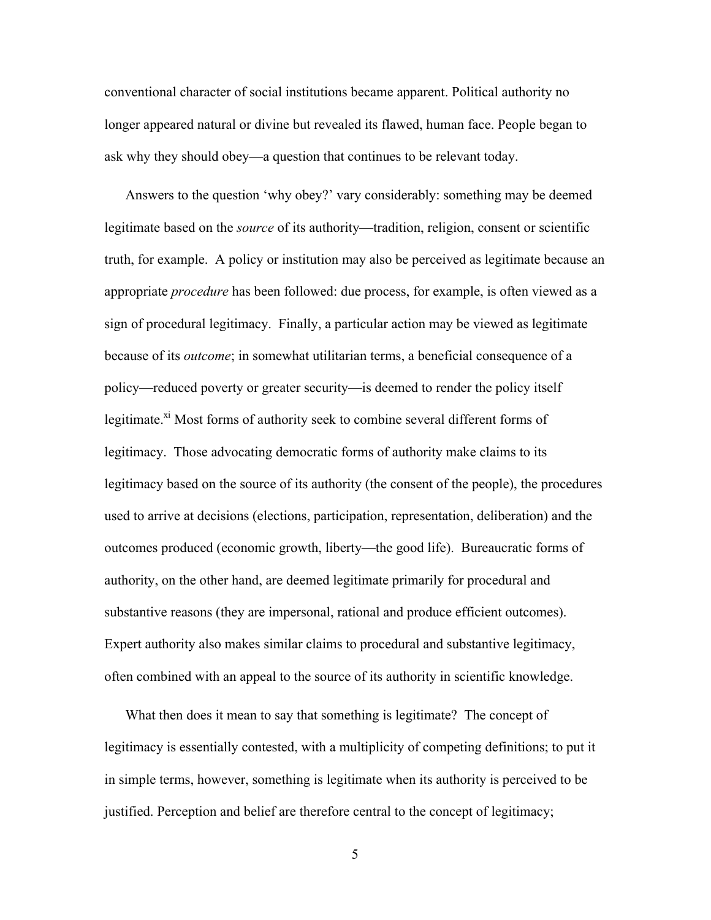conventional character of social institutions became apparent. Political authority no longer appeared natural or divine but revealed its flawed, human face. People began to ask why they should obey—a question that continues to be relevant today.

Answers to the question 'why obey?' vary considerably: something may be deemed legitimate based on the *source* of its authority—tradition, religion, consent or scientific truth, for example. A policy or institution may also be perceived as legitimate because an appropriate *procedure* has been followed: due process, for example, is often viewed as a sign of procedural legitimacy. Finally, a particular action may be viewed as legitimate because of its *outcome*; in somewhat utilitarian terms, a beneficial consequence of a policy—reduced poverty or greater security—is deemed to render the policy itself legitimate.[xi] Most forms of authority seek to combine several different forms of legitimacy. Those advocating democratic forms of authority make claims to its legitimacy based on the source of its authority (the consent of the people), the procedures used to arrive at decisions (elections, participation, representation, deliberation) and the outcomes produced (economic growth, liberty—the good life). Bureaucratic forms of authority, on the other hand, are deemed legitimate primarily for procedural and substantive reasons (they are impersonal, rational and produce efficient outcomes). Expert authority also makes similar claims to procedural and substantive legitimacy, often combined with an appeal to the source of its authority in scientific knowledge.

What then does it mean to say that something is legitimate? The concept of legitimacy is essentially contested, with a multiplicity of competing definitions; to put it in simple terms, however, something is legitimate when its authority is perceived to be justified. Perception and belief are therefore central to the concept of legitimacy;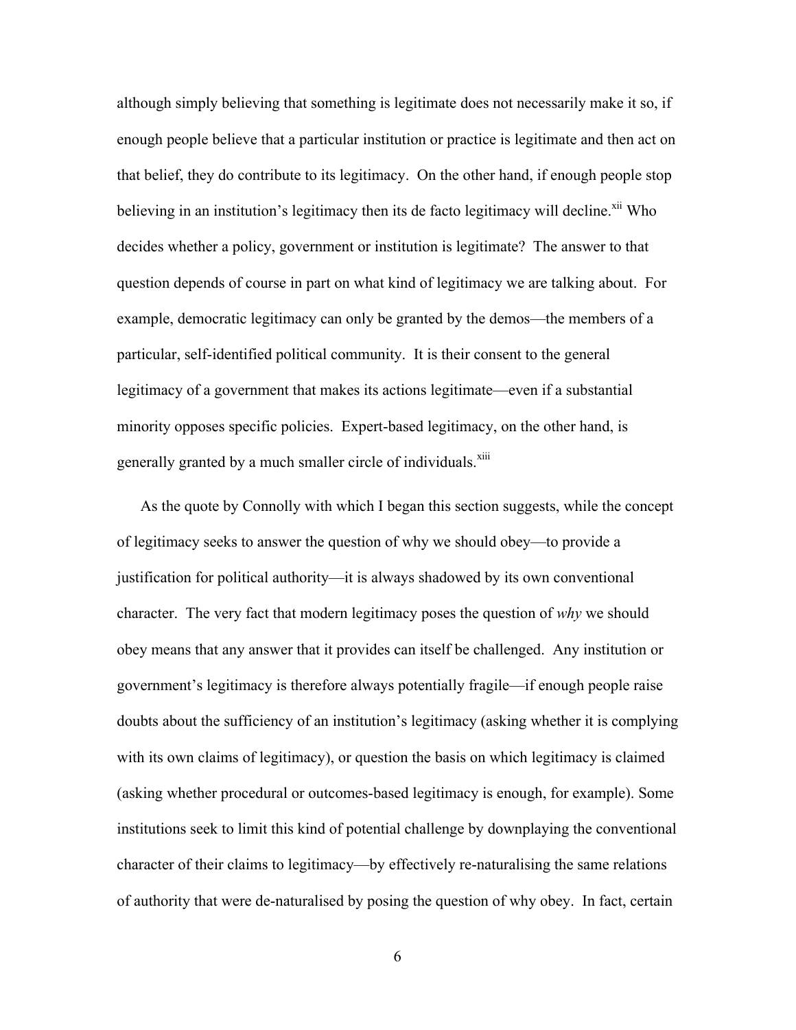although simply believing that something is legitimate does not necessarily make it so, if enough people believe that a particular institution or practice is legitimate and then act on that belief, they do contribute to its legitimacy. On the other hand, if enough people stop believing in an institution's legitimacy then its de facto legitimacy will decline.[xii] Who decides whether a policy, government or institution is legitimate? The answer to that question depends of course in part on what kind of legitimacy we are talking about. For example, democratic legitimacy can only be granted by the demos—the members of a particular, self-identified political community. It is their consent to the general legitimacy of a government that makes its actions legitimate—even if a substantial minority opposes specific policies. Expert-based legitimacy, on the other hand, is generally granted by a much smaller circle of individuals.[xiii]

As the quote by Connolly with which I began this section suggests, while the concept of legitimacy seeks to answer the question of why we should obey—to provide a justification for political authority—it is always shadowed by its own conventional character. The very fact that modern legitimacy poses the question of *why* we should obey means that any answer that it provides can itself be challenged. Any institution or government's legitimacy is therefore always potentially fragile—if enough people raise doubts about the sufficiency of an institution's legitimacy (asking whether it is complying with its own claims of legitimacy), or question the basis on which legitimacy is claimed (asking whether procedural or outcomes-based legitimacy is enough, for example). Some institutions seek to limit this kind of potential challenge by downplaying the conventional character of their claims to legitimacy—by effectively re-naturalising the same relations of authority that were de-naturalised by posing the question of why obey. In fact, certain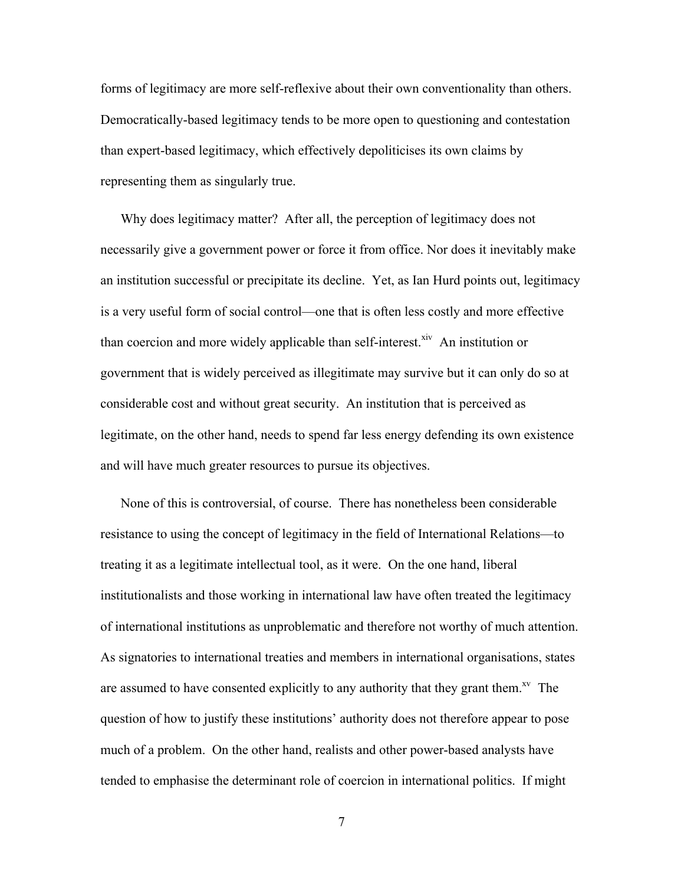forms of legitimacy are more self-reflexive about their own conventionality than others. Democratically-based legitimacy tends to be more open to questioning and contestation than expert-based legitimacy, which effectively depoliticises its own claims by representing them as singularly true.

Why does legitimacy matter? After all, the perception of legitimacy does not necessarily give a government power or force it from office. Nor does it inevitably make an institution successful or precipitate its decline. Yet, as Ian Hurd points out, legitimacy is a very useful form of social control—one that is often less costly and more effective than coercion and more widely applicable than self-interest.[xiv] An institution or government that is widely perceived as illegitimate may survive but it can only do so at considerable cost and without great security. An institution that is perceived as legitimate, on the other hand, needs to spend far less energy defending its own existence and will have much greater resources to pursue its objectives.

None of this is controversial, of course. There has nonetheless been considerable resistance to using the concept of legitimacy in the field of International Relations—to treating it as a legitimate intellectual tool, as it were. On the one hand, liberal institutionalists and those working in international law have often treated the legitimacy of international institutions as unproblematic and therefore not worthy of much attention. As signatories to international treaties and members in international organisations, states are assumed to have consented explicitly to any authority that they grant them.[xv] The question of how to justify these institutions' authority does not therefore appear to pose much of a problem. On the other hand, realists and other power-based analysts have tended to emphasise the determinant role of coercion in international politics. If might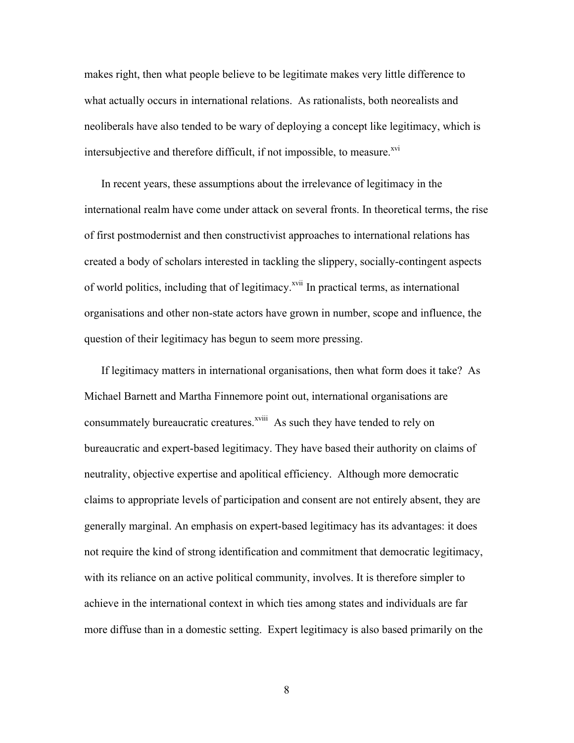makes right, then what people believe to be legitimate makes very little difference to what actually occurs in international relations. As rationalists, both neorealists and neoliberals have also tended to be wary of deploying a concept like legitimacy, which is intersubjective and therefore difficult, if not impossible, to measure.[xvi]

In recent years, these assumptions about the irrelevance of legitimacy in the international realm have come under attack on several fronts. In theoretical terms, the rise of first postmodernist and then constructivist approaches to international relations has created a body of scholars interested in tackling the slippery, socially-contingent aspects of world politics, including that of legitimacy.[xvii] In practical terms, as international organisations and other non-state actors have grown in number, scope and influence, the question of their legitimacy has begun to seem more pressing.

If legitimacy matters in international organisations, then what form does it take? As Michael Barnett and Martha Finnemore point out, international organisations are consummately bureaucratic creatures.[xviii] As such they have tended to rely on bureaucratic and expert-based legitimacy. They have based their authority on claims of neutrality, objective expertise and apolitical efficiency. Although more democratic claims to appropriate levels of participation and consent are not entirely absent, they are generally marginal. An emphasis on expert-based legitimacy has its advantages: it does not require the kind of strong identification and commitment that democratic legitimacy, with its reliance on an active political community, involves. It is therefore simpler to achieve in the international context in which ties among states and individuals are far more diffuse than in a domestic setting. Expert legitimacy is also based primarily on the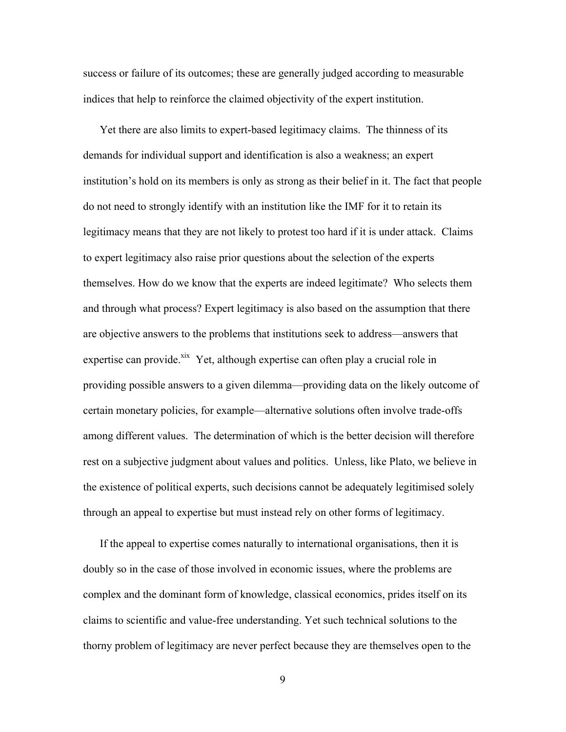success or failure of its outcomes; these are generally judged according to measurable indices that help to reinforce the claimed objectivity of the expert institution.

Yet there are also limits to expert-based legitimacy claims. The thinness of its demands for individual support and identification is also a weakness; an expert institution's hold on its members is only as strong as their belief in it. The fact that people do not need to strongly identify with an institution like the IMF for it to retain its legitimacy means that they are not likely to protest too hard if it is under attack. Claims to expert legitimacy also raise prior questions about the selection of the experts themselves. How do we know that the experts are indeed legitimate? Who selects them and through what process? Expert legitimacy is also based on the assumption that there are objective answers to the problems that institutions seek to address—answers that expertise can provide.[xix] Yet, although expertise can often play a crucial role in providing possible answers to a given dilemma—providing data on the likely outcome of certain monetary policies, for example—alternative solutions often involve trade-offs among different values. The determination of which is the better decision will therefore rest on a subjective judgment about values and politics. Unless, like Plato, we believe in the existence of political experts, such decisions cannot be adequately legitimised solely through an appeal to expertise but must instead rely on other forms of legitimacy.

If the appeal to expertise comes naturally to international organisations, then it is doubly so in the case of those involved in economic issues, where the problems are complex and the dominant form of knowledge, classical economics, prides itself on its claims to scientific and value-free understanding. Yet such technical solutions to the thorny problem of legitimacy are never perfect because they are themselves open to the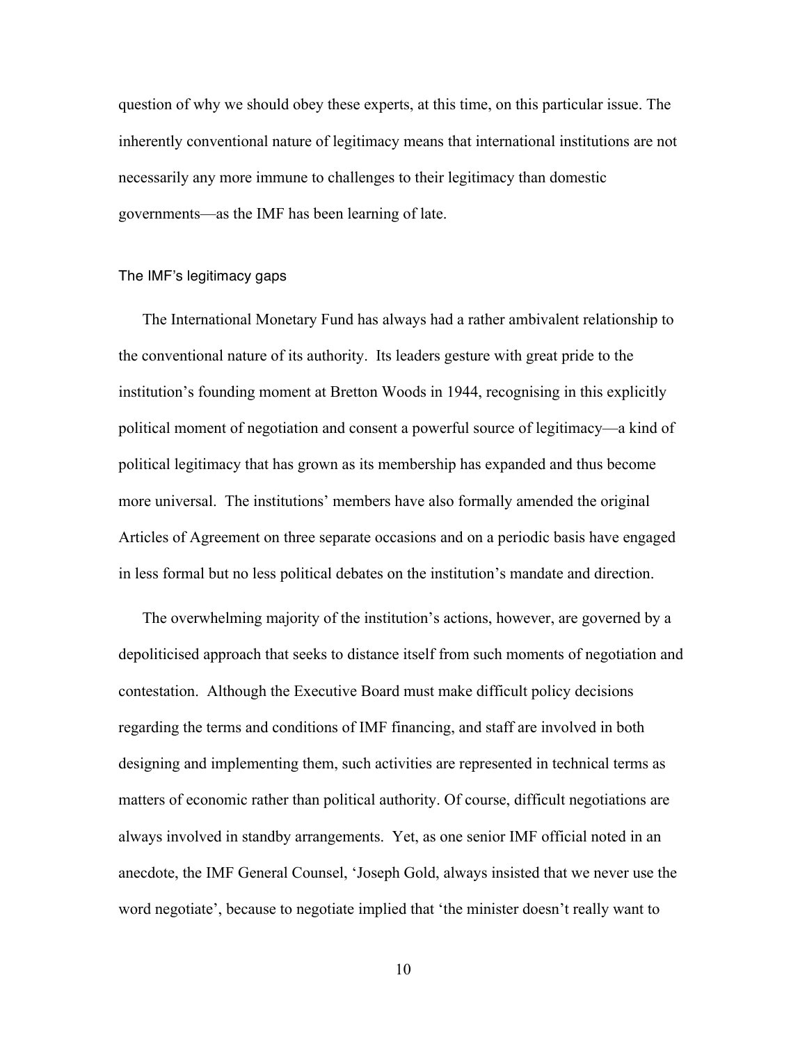question of why we should obey these experts, at this time, on this particular issue. The inherently conventional nature of legitimacy means that international institutions are not necessarily any more immune to challenges to their legitimacy than domestic governments—as the IMF has been learning of late.

### The IMF's legitimacy gaps

The International Monetary Fund has always had a rather ambivalent relationship to the conventional nature of its authority. Its leaders gesture with great pride to the institution's founding moment at Bretton Woods in 1944, recognising in this explicitly political moment of negotiation and consent a powerful source of legitimacy—a kind of political legitimacy that has grown as its membership has expanded and thus become more universal. The institutions' members have also formally amended the original Articles of Agreement on three separate occasions and on a periodic basis have engaged in less formal but no less political debates on the institution's mandate and direction.

The overwhelming majority of the institution's actions, however, are governed by a depoliticised approach that seeks to distance itself from such moments of negotiation and contestation. Although the Executive Board must make difficult policy decisions regarding the terms and conditions of IMF financing, and staff are involved in both designing and implementing them, such activities are represented in technical terms as matters of economic rather than political authority. Of course, difficult negotiations are always involved in standby arrangements. Yet, as one senior IMF official noted in an anecdote, the IMF General Counsel, 'Joseph Gold, always insisted that we never use the word negotiate', because to negotiate implied that 'the minister doesn't really want to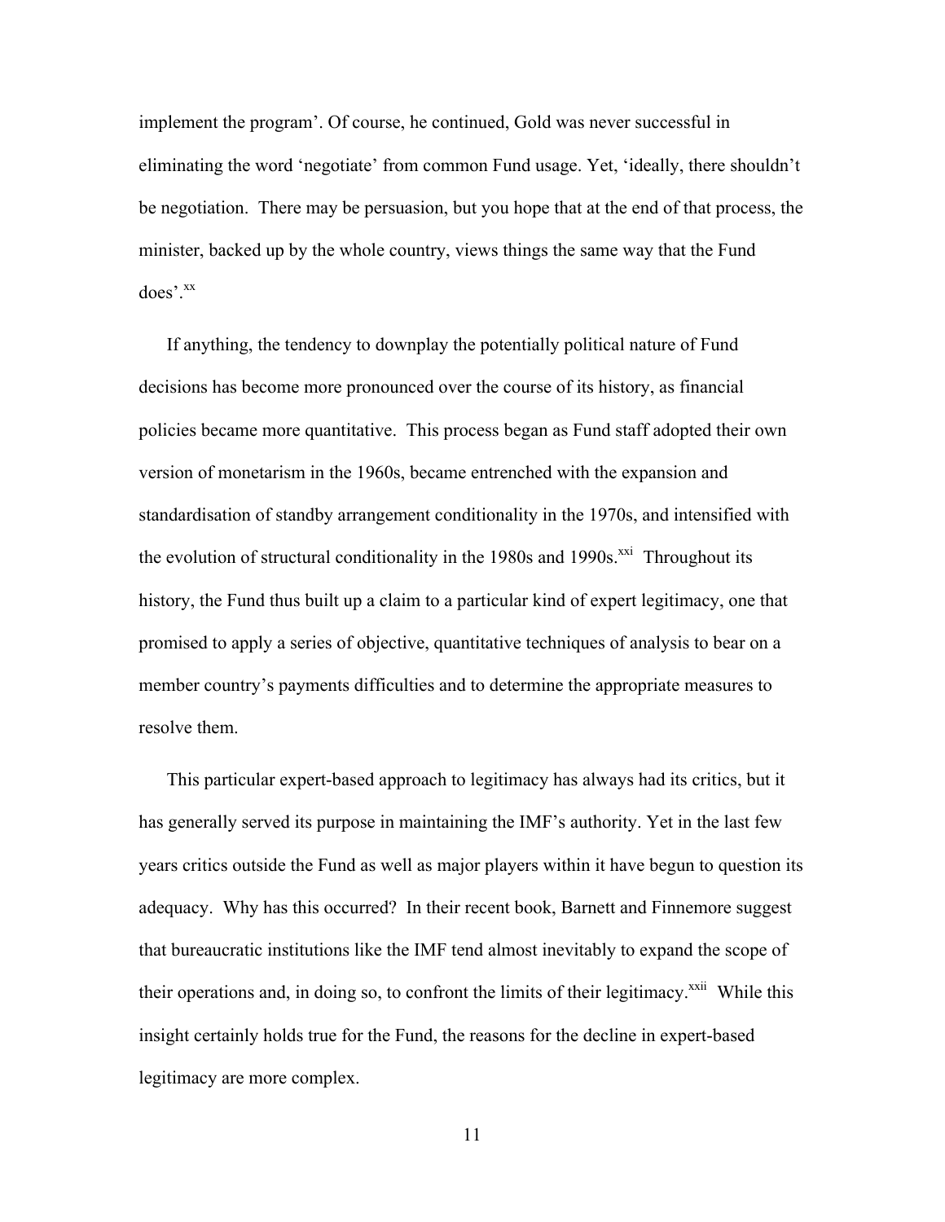implement the program'. Of course, he continued, Gold was never successful in eliminating the word 'negotiate' from common Fund usage. Yet, 'ideally, there shouldn't be negotiation. There may be persuasion, but you hope that at the end of that process, the minister, backed up by the whole country, views things the same way that the Fund does'.[xx]

If anything, the tendency to downplay the potentially political nature of Fund decisions has become more pronounced over the course of its history, as financial policies became more quantitative. This process began as Fund staff adopted their own version of monetarism in the 1960s, became entrenched with the expansion and standardisation of standby arrangement conditionality in the 1970s, and intensified with the evolution of structural conditionality in the 1980s and 1990s.[xxi] Throughout its history, the Fund thus built up a claim to a particular kind of expert legitimacy, one that promised to apply a series of objective, quantitative techniques of analysis to bear on a member country's payments difficulties and to determine the appropriate measures to resolve them.

This particular expert-based approach to legitimacy has always had its critics, but it has generally served its purpose in maintaining the IMF's authority. Yet in the last few years critics outside the Fund as well as major players within it have begun to question its adequacy. Why has this occurred? In their recent book, Barnett and Finnemore suggest that bureaucratic institutions like the IMF tend almost inevitably to expand the scope of their operations and, in doing so, to confront the limits of their legitimacy.[xxii] While this insight certainly holds true for the Fund, the reasons for the decline in expert-based legitimacy are more complex.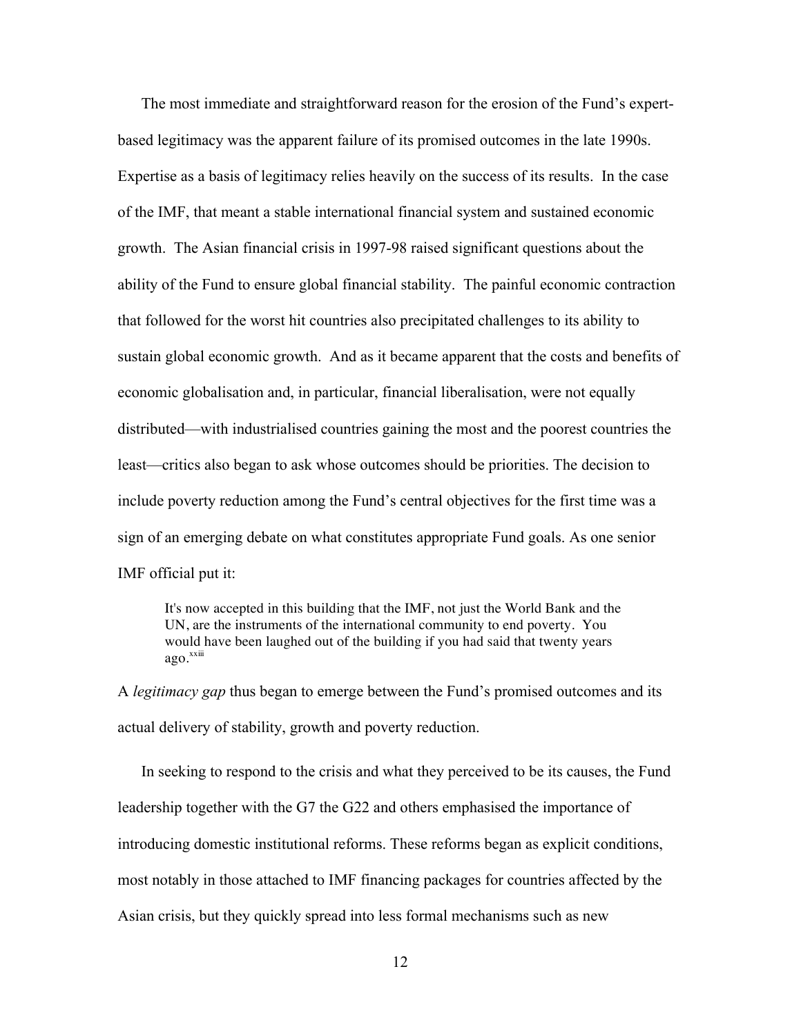The most immediate and straightforward reason for the erosion of the Fund's expert-based legitimacy was the apparent failure of its promised outcomes in the late 1990s. Expertise as a basis of legitimacy relies heavily on the success of its results. In the case of the IMF, that meant a stable international financial system and sustained economic growth. The Asian financial crisis in 1997-98 raised significant questions about the ability of the Fund to ensure global financial stability. The painful economic contraction that followed for the worst hit countries also precipitated challenges to its ability to sustain global economic growth. And as it became apparent that the costs and benefits of economic globalisation and, in particular, financial liberalisation, were not equally distributed—with industrialised countries gaining the most and the poorest countries the least—critics also began to ask whose outcomes should be priorities. The decision to include poverty reduction among the Fund's central objectives for the first time was a sign of an emerging debate on what constitutes appropriate Fund goals. As one senior IMF official put it:

> It's now accepted in this building that the IMF, not just the World Bank and the UN, are the instruments of the international community to end poverty. You would have been laughed out of the building if you had said that twenty years ago.[xxiii]

A *legitimacy gap* thus began to emerge between the Fund's promised outcomes and its actual delivery of stability, growth and poverty reduction.

In seeking to respond to the crisis and what they perceived to be its causes, the Fund leadership together with the G7 the G22 and others emphasised the importance of introducing domestic institutional reforms. These reforms began as explicit conditions, most notably in those attached to IMF financing packages for countries affected by the Asian crisis, but they quickly spread into less formal mechanisms such as new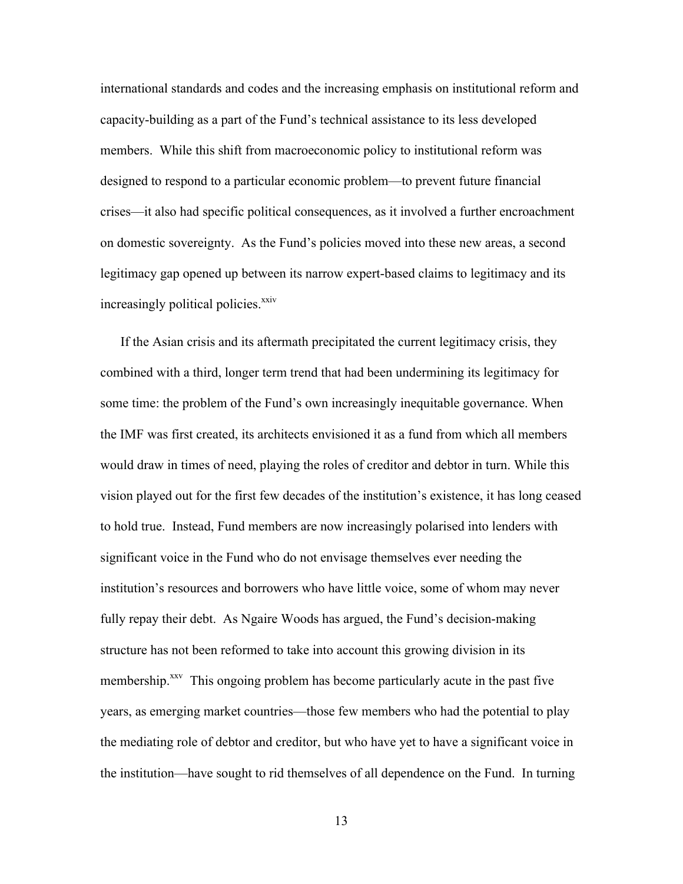international standards and codes and the increasing emphasis on institutional reform and capacity-building as a part of the Fund's technical assistance to its less developed members. While this shift from macroeconomic policy to institutional reform was designed to respond to a particular economic problem—to prevent future financial crises—it also had specific political consequences, as it involved a further encroachment on domestic sovereignty. As the Fund's policies moved into these new areas, a second legitimacy gap opened up between its narrow expert-based claims to legitimacy and its increasingly political policies.[xxiv]

If the Asian crisis and its aftermath precipitated the current legitimacy crisis, they combined with a third, longer term trend that had been undermining its legitimacy for some time: the problem of the Fund's own increasingly inequitable governance. When the IMF was first created, its architects envisioned it as a fund from which all members would draw in times of need, playing the roles of creditor and debtor in turn. While this vision played out for the first few decades of the institution's existence, it has long ceased to hold true. Instead, Fund members are now increasingly polarised into lenders with significant voice in the Fund who do not envisage themselves ever needing the institution's resources and borrowers who have little voice, some of whom may never fully repay their debt. As Ngaire Woods has argued, the Fund's decision-making structure has not been reformed to take into account this growing division in its membership.[xxv] This ongoing problem has become particularly acute in the past five years, as emerging market countries—those few members who had the potential to play the mediating role of debtor and creditor, but who have yet to have a significant voice in the institution—have sought to rid themselves of all dependence on the Fund. In turning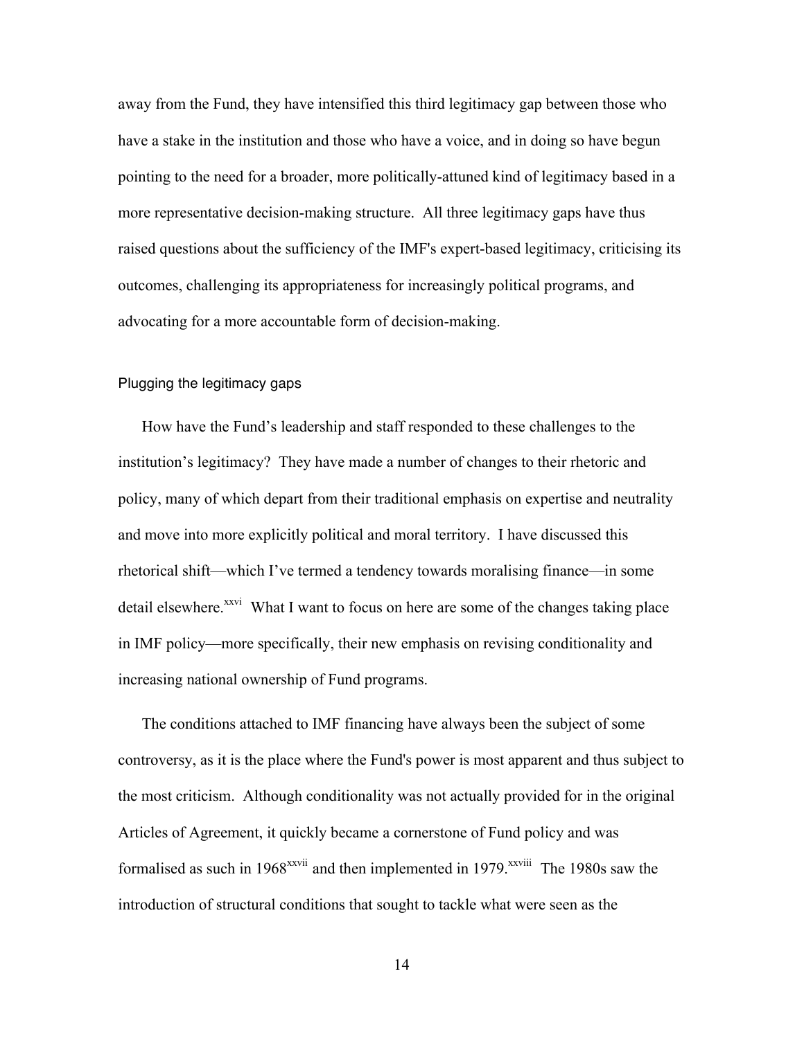away from the Fund, they have intensified this third legitimacy gap between those who have a stake in the institution and those who have a voice, and in doing so have begun pointing to the need for a broader, more politically-attuned kind of legitimacy based in a more representative decision-making structure. All three legitimacy gaps have thus raised questions about the sufficiency of the IMF's expert-based legitimacy, criticising its outcomes, challenging its appropriateness for increasingly political programs, and advocating for a more accountable form of decision-making.

## Plugging the legitimacy gaps

How have the Fund's leadership and staff responded to these challenges to the institution's legitimacy? They have made a number of changes to their rhetoric and policy, many of which depart from their traditional emphasis on expertise and neutrality and move into more explicitly political and moral territory. I have discussed this rhetorical shift—which I've termed a tendency towards moralising finance—in some detail elsewhere.[xxvi] What I want to focus on here are some of the changes taking place in IMF policy—more specifically, their new emphasis on revising conditionality and increasing national ownership of Fund programs.

The conditions attached to IMF financing have always been the subject of some controversy, as it is the place where the Fund's power is most apparent and thus subject to the most criticism. Although conditionality was not actually provided for in the original Articles of Agreement, it quickly became a cornerstone of Fund policy and was formalised as such in 1968[xxvii] and then implemented in 1979.[xxviii] The 1980s saw the introduction of structural conditions that sought to tackle what were seen as the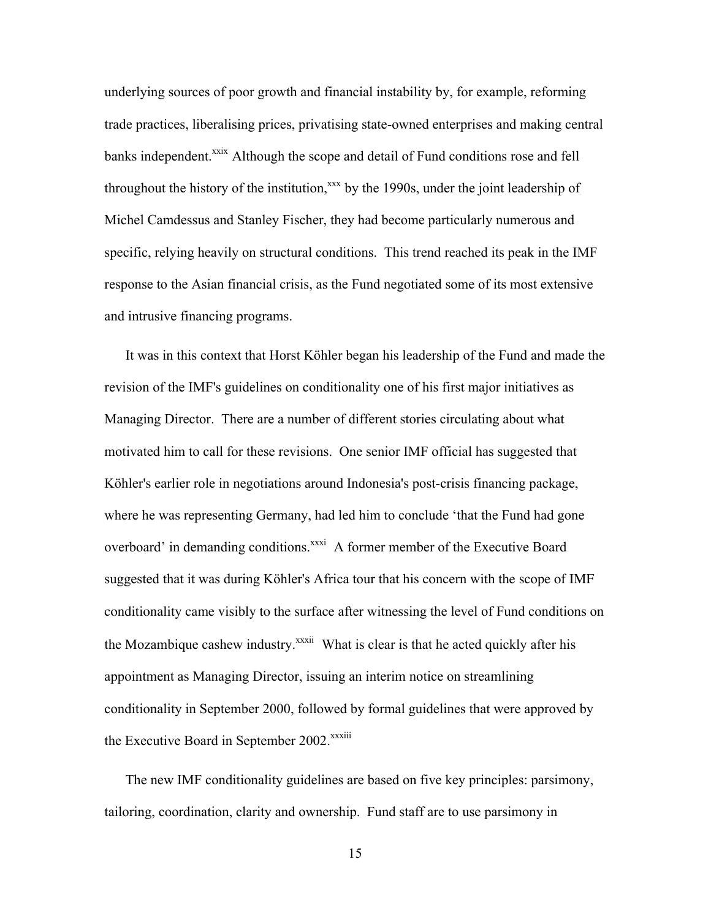underlying sources of poor growth and financial instability by, for example, reforming trade practices, liberalising prices, privatising state-owned enterprises and making central banks independent.[xxix] Although the scope and detail of Fund conditions rose and fell throughout the history of the institution,[xxx] by the 1990s, under the joint leadership of Michel Camdessus and Stanley Fischer, they had become particularly numerous and specific, relying heavily on structural conditions. This trend reached its peak in the IMF response to the Asian financial crisis, as the Fund negotiated some of its most extensive and intrusive financing programs.

It was in this context that Horst Köhler began his leadership of the Fund and made the revision of the IMF's guidelines on conditionality one of his first major initiatives as Managing Director. There are a number of different stories circulating about what motivated him to call for these revisions. One senior IMF official has suggested that Köhler's earlier role in negotiations around Indonesia's post-crisis financing package, where he was representing Germany, had led him to conclude 'that the Fund had gone overboard' in demanding conditions.[xxxi] A former member of the Executive Board suggested that it was during Köhler's Africa tour that his concern with the scope of IMF conditionality came visibly to the surface after witnessing the level of Fund conditions on the Mozambique cashew industry.[xxxii] What is clear is that he acted quickly after his appointment as Managing Director, issuing an interim notice on streamlining conditionality in September 2000, followed by formal guidelines that were approved by the Executive Board in September 2002.[xxxiii]

The new IMF conditionality guidelines are based on five key principles: parsimony, tailoring, coordination, clarity and ownership. Fund staff are to use parsimony in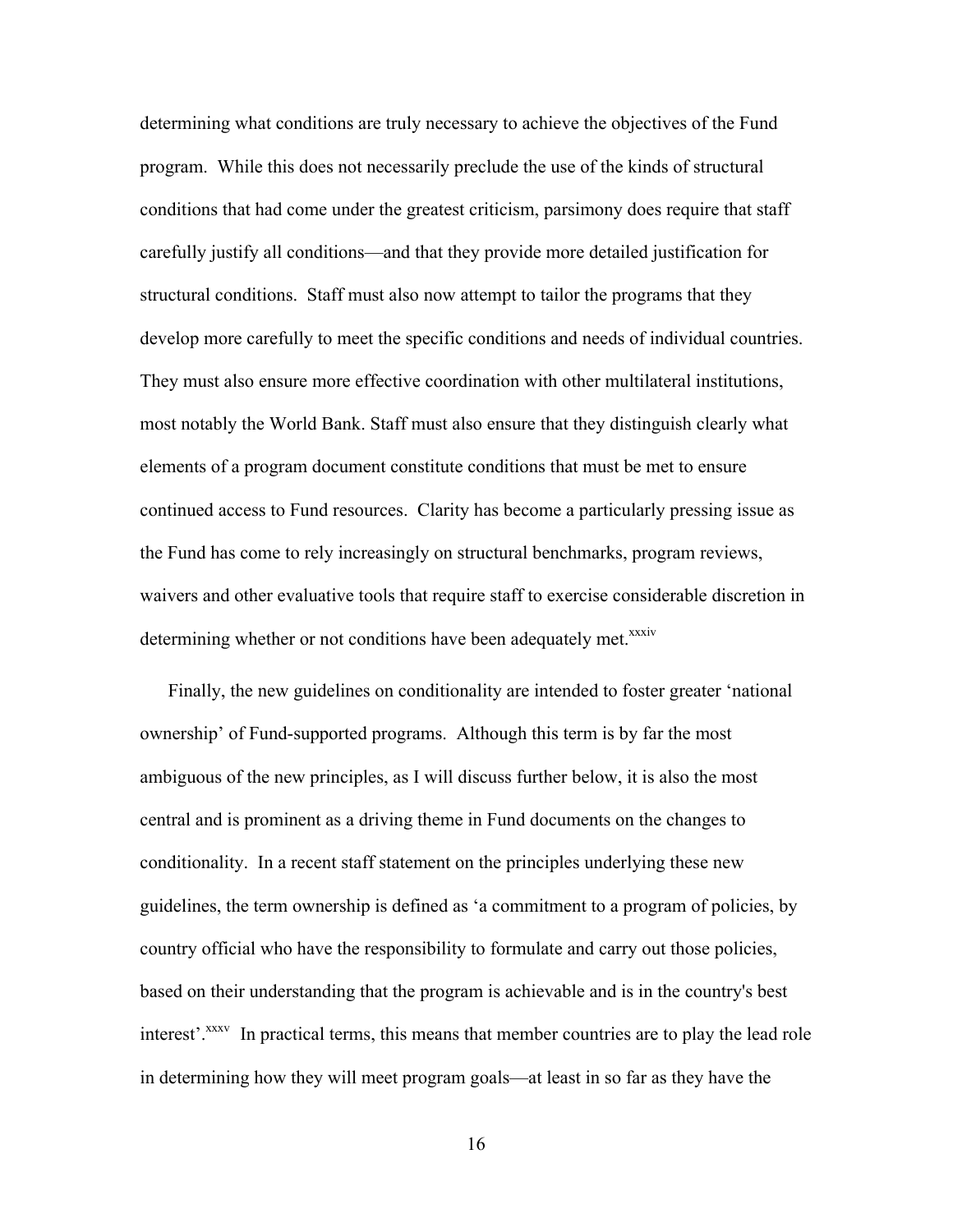determining what conditions are truly necessary to achieve the objectives of the Fund program. While this does not necessarily preclude the use of the kinds of structural conditions that had come under the greatest criticism, parsimony does require that staff carefully justify all conditions—and that they provide more detailed justification for structural conditions. Staff must also now attempt to tailor the programs that they develop more carefully to meet the specific conditions and needs of individual countries. They must also ensure more effective coordination with other multilateral institutions, most notably the World Bank. Staff must also ensure that they distinguish clearly what elements of a program document constitute conditions that must be met to ensure continued access to Fund resources. Clarity has become a particularly pressing issue as the Fund has come to rely increasingly on structural benchmarks, program reviews, waivers and other evaluative tools that require staff to exercise considerable discretion in determining whether or not conditions have been adequately met.[xxxiv]

Finally, the new guidelines on conditionality are intended to foster greater 'national ownership' of Fund-supported programs. Although this term is by far the most ambiguous of the new principles, as I will discuss further below, it is also the most central and is prominent as a driving theme in Fund documents on the changes to conditionality. In a recent staff statement on the principles underlying these new guidelines, the term ownership is defined as 'a commitment to a program of policies, by country official who have the responsibility to formulate and carry out those policies, based on their understanding that the program is achievable and is in the country's best interest'.[xxxv] In practical terms, this means that member countries are to play the lead role in determining how they will meet program goals—at least in so far as they have the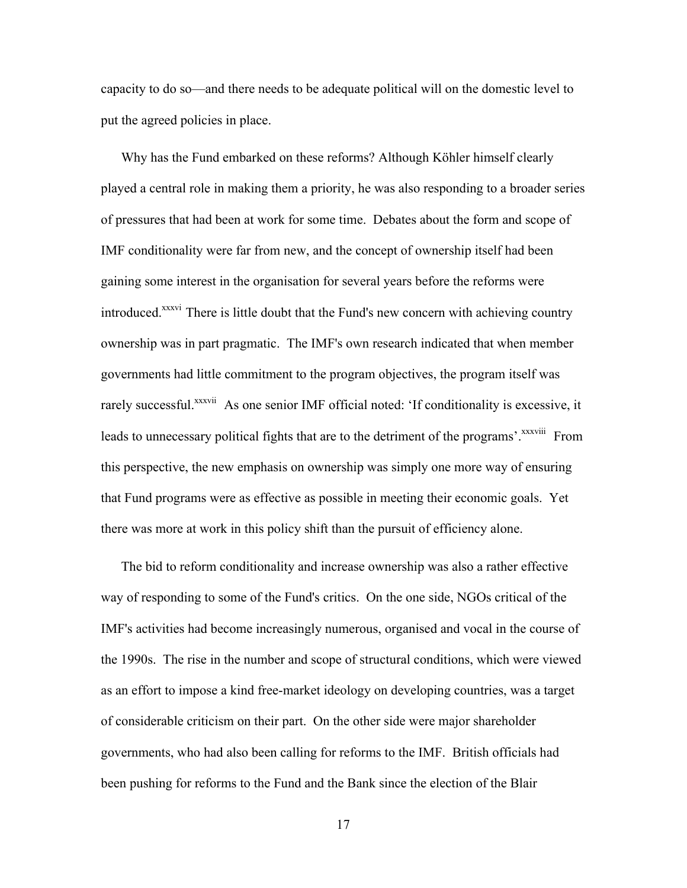capacity to do so—and there needs to be adequate political will on the domestic level to put the agreed policies in place.

Why has the Fund embarked on these reforms? Although Köhler himself clearly played a central role in making them a priority, he was also responding to a broader series of pressures that had been at work for some time. Debates about the form and scope of IMF conditionality were far from new, and the concept of ownership itself had been gaining some interest in the organisation for several years before the reforms were introduced.[xxxvi] There is little doubt that the Fund's new concern with achieving country ownership was in part pragmatic. The IMF's own research indicated that when member governments had little commitment to the program objectives, the program itself was rarely successful.[xxxvii] As one senior IMF official noted: 'If conditionality is excessive, it leads to unnecessary political fights that are to the detriment of the programs'.[xxxviii] From this perspective, the new emphasis on ownership was simply one more way of ensuring that Fund programs were as effective as possible in meeting their economic goals. Yet there was more at work in this policy shift than the pursuit of efficiency alone.

The bid to reform conditionality and increase ownership was also a rather effective way of responding to some of the Fund's critics. On the one side, NGOs critical of the IMF's activities had become increasingly numerous, organised and vocal in the course of the 1990s. The rise in the number and scope of structural conditions, which were viewed as an effort to impose a kind free-market ideology on developing countries, was a target of considerable criticism on their part. On the other side were major shareholder governments, who had also been calling for reforms to the IMF. British officials had been pushing for reforms to the Fund and the Bank since the election of the Blair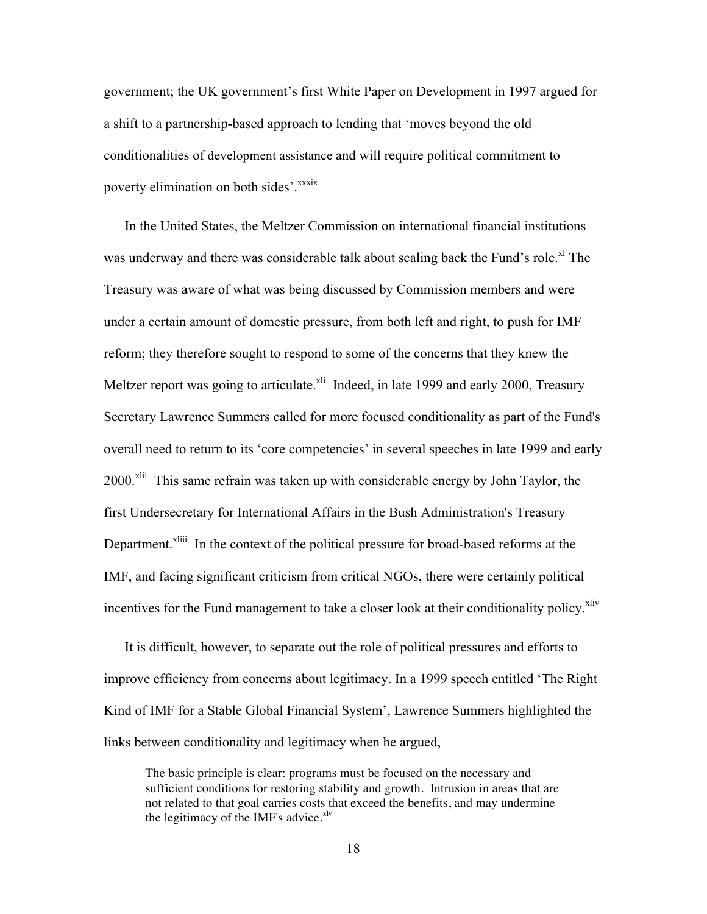government; the UK government's first White Paper on Development in 1997 argued for a shift to a partnership-based approach to lending that 'moves beyond the old conditionalities of development assistance and will require political commitment to poverty elimination on both sides'.[xxxix]

In the United States, the Meltzer Commission on international financial institutions was underway and there was considerable talk about scaling back the Fund's role.[xl] The Treasury was aware of what was being discussed by Commission members and were under a certain amount of domestic pressure, from both left and right, to push for IMF reform; they therefore sought to respond to some of the concerns that they knew the Meltzer report was going to articulate.[xli] Indeed, in late 1999 and early 2000, Treasury Secretary Lawrence Summers called for more focused conditionality as part of the Fund's overall need to return to its 'core competencies' in several speeches in late 1999 and early 2000.[xlii] This same refrain was taken up with considerable energy by John Taylor, the first Undersecretary for International Affairs in the Bush Administration's Treasury Department.[xliii] In the context of the political pressure for broad-based reforms at the IMF, and facing significant criticism from critical NGOs, there were certainly political incentives for the Fund management to take a closer look at their conditionality policy.[xliv]

It is difficult, however, to separate out the role of political pressures and efforts to improve efficiency from concerns about legitimacy. In a 1999 speech entitled 'The Right Kind of IMF for a Stable Global Financial System', Lawrence Summers highlighted the links between conditionality and legitimacy when he argued,

> The basic principle is clear: programs must be focused on the necessary and sufficient conditions for restoring stability and growth. Intrusion in areas that are not related to that goal carries costs that exceed the benefits, and may undermine the legitimacy of the IMF's advice.[xlv]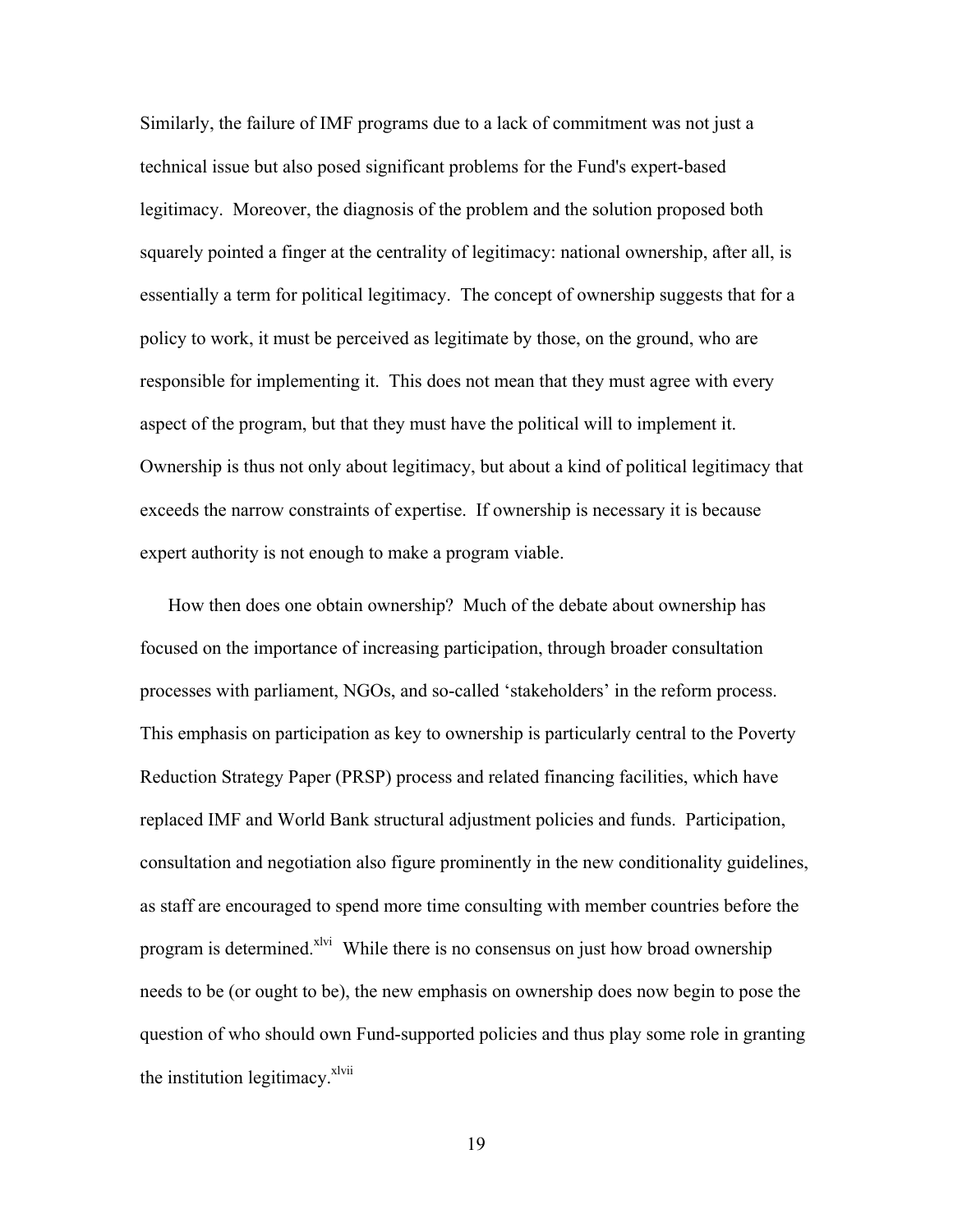Similarly, the failure of IMF programs due to a lack of commitment was not just a technical issue but also posed significant problems for the Fund's expert-based legitimacy. Moreover, the diagnosis of the problem and the solution proposed both squarely pointed a finger at the centrality of legitimacy: national ownership, after all, is essentially a term for political legitimacy. The concept of ownership suggests that for a policy to work, it must be perceived as legitimate by those, on the ground, who are responsible for implementing it. This does not mean that they must agree with every aspect of the program, but that they must have the political will to implement it. Ownership is thus not only about legitimacy, but about a kind of political legitimacy that exceeds the narrow constraints of expertise. If ownership is necessary it is because expert authority is not enough to make a program viable.

How then does one obtain ownership? Much of the debate about ownership has focused on the importance of increasing participation, through broader consultation processes with parliament, NGOs, and so-called 'stakeholders' in the reform process. This emphasis on participation as key to ownership is particularly central to the Poverty Reduction Strategy Paper (PRSP) process and related financing facilities, which have replaced IMF and World Bank structural adjustment policies and funds. Participation, consultation and negotiation also figure prominently in the new conditionality guidelines, as staff are encouraged to spend more time consulting with member countries before the program is determined.[xlvi] While there is no consensus on just how broad ownership needs to be (or ought to be), the new emphasis on ownership does now begin to pose the question of who should own Fund-supported policies and thus play some role in granting the institution legitimacy.[xlvii]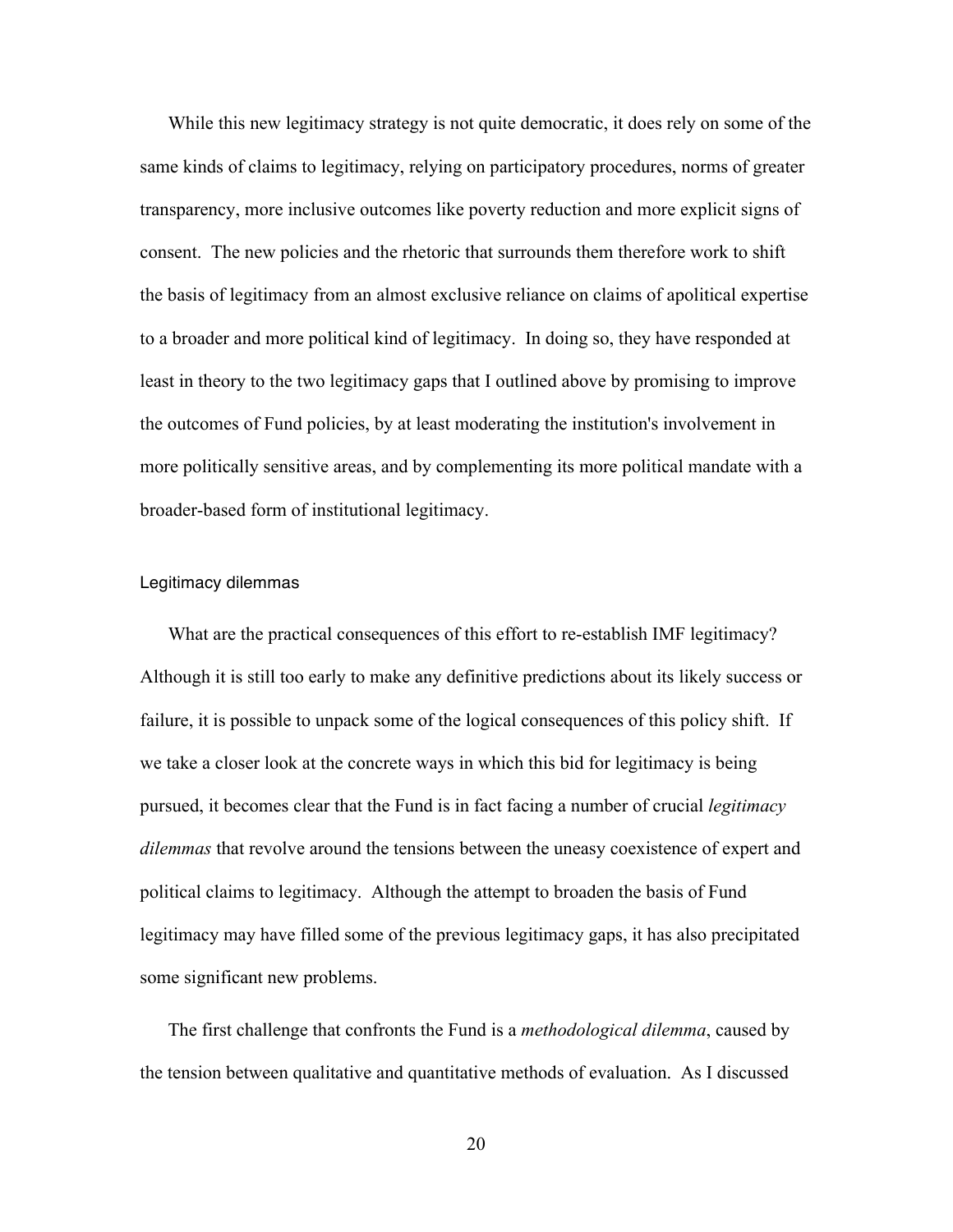While this new legitimacy strategy is not quite democratic, it does rely on some of the same kinds of claims to legitimacy, relying on participatory procedures, norms of greater transparency, more inclusive outcomes like poverty reduction and more explicit signs of consent. The new policies and the rhetoric that surrounds them therefore work to shift the basis of legitimacy from an almost exclusive reliance on claims of apolitical expertise to a broader and more political kind of legitimacy. In doing so, they have responded at least in theory to the two legitimacy gaps that I outlined above by promising to improve the outcomes of Fund policies, by at least moderating the institution's involvement in more politically sensitive areas, and by complementing its more political mandate with a broader-based form of institutional legitimacy.

### Legitimacy dilemmas

What are the practical consequences of this effort to re-establish IMF legitimacy? Although it is still too early to make any definitive predictions about its likely success or failure, it is possible to unpack some of the logical consequences of this policy shift. If we take a closer look at the concrete ways in which this bid for legitimacy is being pursued, it becomes clear that the Fund is in fact facing a number of crucial *legitimacy dilemmas* that revolve around the tensions between the uneasy coexistence of expert and political claims to legitimacy. Although the attempt to broaden the basis of Fund legitimacy may have filled some of the previous legitimacy gaps, it has also precipitated some significant new problems.

The first challenge that confronts the Fund is a *methodological dilemma*, caused by the tension between qualitative and quantitative methods of evaluation. As I discussed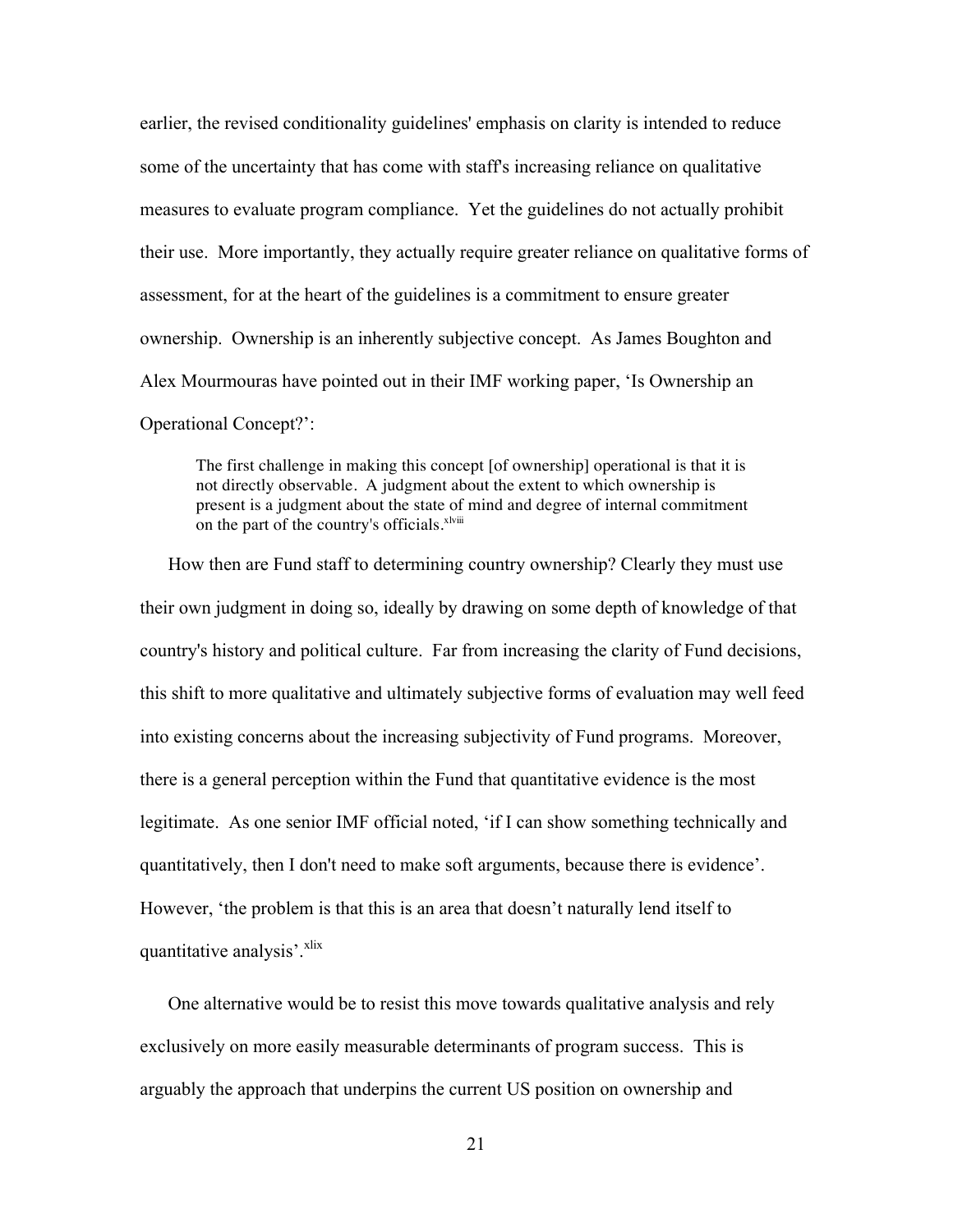earlier, the revised conditionality guidelines' emphasis on clarity is intended to reduce some of the uncertainty that has come with staff's increasing reliance on qualitative measures to evaluate program compliance. Yet the guidelines do not actually prohibit their use. More importantly, they actually require greater reliance on qualitative forms of assessment, for at the heart of the guidelines is a commitment to ensure greater ownership. Ownership is an inherently subjective concept. As James Boughton and Alex Mourmouras have pointed out in their IMF working paper, 'Is Ownership an Operational Concept?':

> The first challenge in making this concept [of ownership] operational is that it is not directly observable. A judgment about the extent to which ownership is present is a judgment about the state of mind and degree of internal commitment on the part of the country's officials.[xlviii]

How then are Fund staff to determining country ownership? Clearly they must use their own judgment in doing so, ideally by drawing on some depth of knowledge of that country's history and political culture. Far from increasing the clarity of Fund decisions, this shift to more qualitative and ultimately subjective forms of evaluation may well feed into existing concerns about the increasing subjectivity of Fund programs. Moreover, there is a general perception within the Fund that quantitative evidence is the most legitimate. As one senior IMF official noted, 'if I can show something technically and quantitatively, then I don't need to make soft arguments, because there is evidence'. However, 'the problem is that this is an area that doesn't naturally lend itself to quantitative analysis'.[xlix]

One alternative would be to resist this move towards qualitative analysis and rely exclusively on more easily measurable determinants of program success. This is arguably the approach that underpins the current US position on ownership and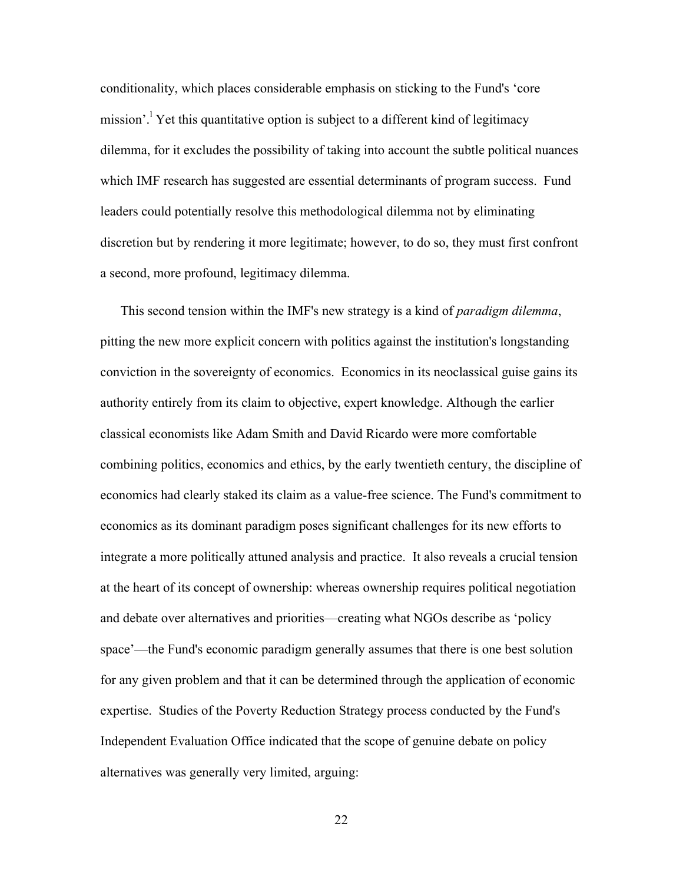conditionality, which places considerable emphasis on sticking to the Fund's 'core mission'.[1] Yet this quantitative option is subject to a different kind of legitimacy dilemma, for it excludes the possibility of taking into account the subtle political nuances which IMF research has suggested are essential determinants of program success. Fund leaders could potentially resolve this methodological dilemma not by eliminating discretion but by rendering it more legitimate; however, to do so, they must first confront a second, more profound, legitimacy dilemma.

This second tension within the IMF's new strategy is a kind of *paradigm dilemma*, pitting the new more explicit concern with politics against the institution's longstanding conviction in the sovereignty of economics. Economics in its neoclassical guise gains its authority entirely from its claim to objective, expert knowledge. Although the earlier classical economists like Adam Smith and David Ricardo were more comfortable combining politics, economics and ethics, by the early twentieth century, the discipline of economics had clearly staked its claim as a value-free science. The Fund's commitment to economics as its dominant paradigm poses significant challenges for its new efforts to integrate a more politically attuned analysis and practice. It also reveals a crucial tension at the heart of its concept of ownership: whereas ownership requires political negotiation and debate over alternatives and priorities—creating what NGOs describe as 'policy space'—the Fund's economic paradigm generally assumes that there is one best solution for any given problem and that it can be determined through the application of economic expertise. Studies of the Poverty Reduction Strategy process conducted by the Fund's Independent Evaluation Office indicated that the scope of genuine debate on policy alternatives was generally very limited, arguing: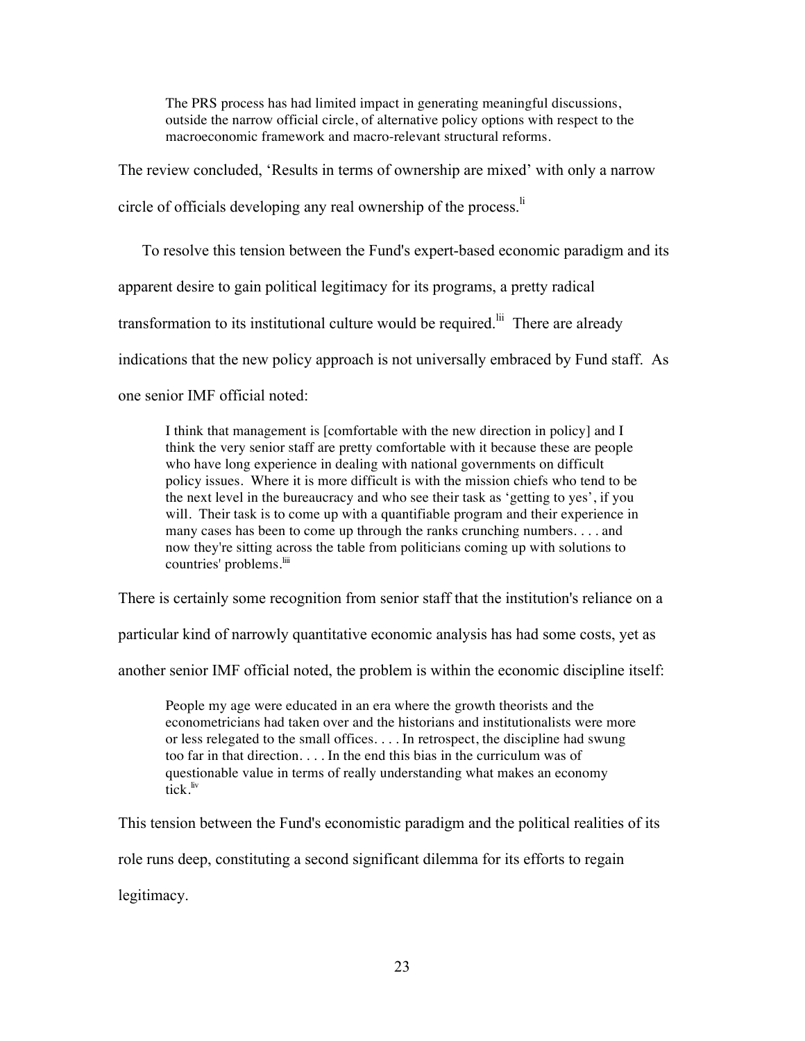> The PRS process has had limited impact in generating meaningful discussions, outside the narrow official circle, of alternative policy options with respect to the macroeconomic framework and macro-relevant structural reforms.

The review concluded, 'Results in terms of ownership are mixed' with only a narrow circle of officials developing any real ownership of the process.[li]

To resolve this tension between the Fund's expert-based economic paradigm and its apparent desire to gain political legitimacy for its programs, a pretty radical transformation to its institutional culture would be required.[lii] There are already indications that the new policy approach is not universally embraced by Fund staff. As one senior IMF official noted:

> I think that management is [comfortable with the new direction in policy] and I think the very senior staff are pretty comfortable with it because these are people who have long experience in dealing with national governments on difficult policy issues. Where it is more difficult is with the mission chiefs who tend to be the next level in the bureaucracy and who see their task as 'getting to yes', if you will. Their task is to come up with a quantifiable program and their experience in many cases has been to come up through the ranks crunching numbers. . . . and now they're sitting across the table from politicians coming up with solutions to countries' problems.[liii]

There is certainly some recognition from senior staff that the institution's reliance on a particular kind of narrowly quantitative economic analysis has had some costs, yet as another senior IMF official noted, the problem is within the economic discipline itself:

> People my age were educated in an era where the growth theorists and the econometricians had taken over and the historians and institutionalists were more or less relegated to the small offices. . . . In retrospect, the discipline had swung too far in that direction. . . . In the end this bias in the curriculum was of questionable value in terms of really understanding what makes an economy tick.[liv]

This tension between the Fund's economistic paradigm and the political realities of its role runs deep, constituting a second significant dilemma for its efforts to regain legitimacy.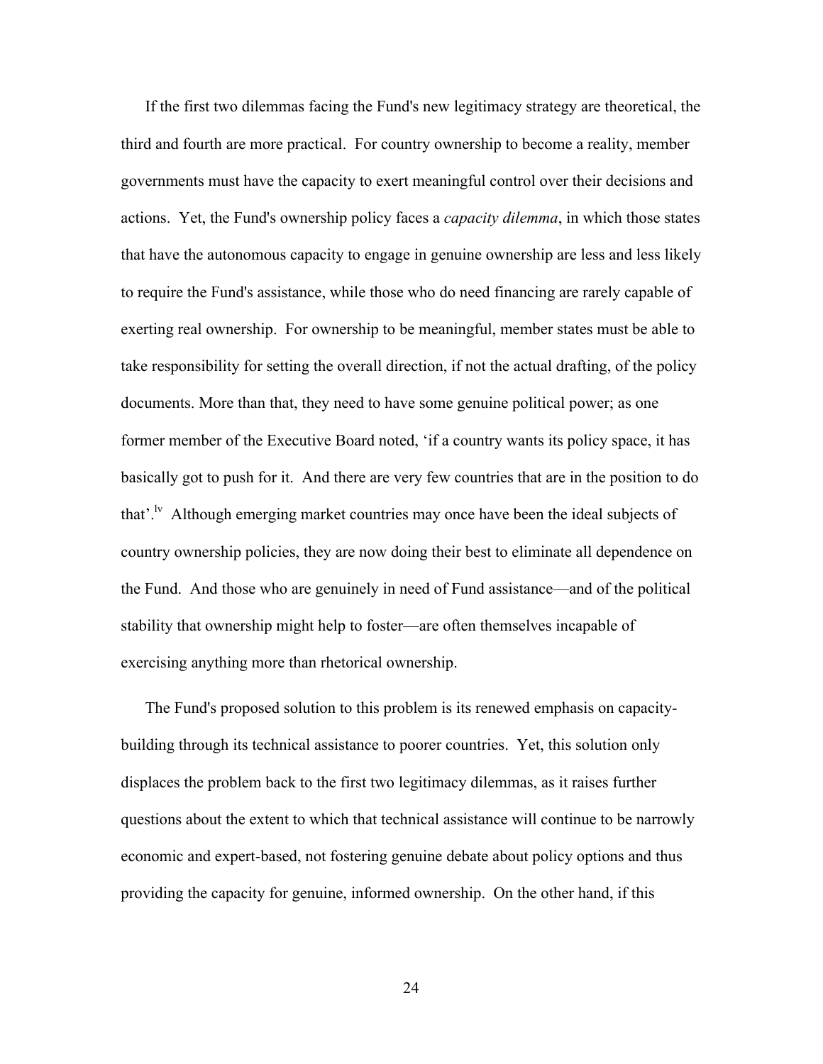If the first two dilemmas facing the Fund's new legitimacy strategy are theoretical, the third and fourth are more practical. For country ownership to become a reality, member governments must have the capacity to exert meaningful control over their decisions and actions. Yet, the Fund's ownership policy faces a *capacity dilemma*, in which those states that have the autonomous capacity to engage in genuine ownership are less and less likely to require the Fund's assistance, while those who do need financing are rarely capable of exerting real ownership. For ownership to be meaningful, member states must be able to take responsibility for setting the overall direction, if not the actual drafting, of the policy documents. More than that, they need to have some genuine political power; as one former member of the Executive Board noted, 'if a country wants its policy space, it has basically got to push for it. And there are very few countries that are in the position to do that'.[lv] Although emerging market countries may once have been the ideal subjects of country ownership policies, they are now doing their best to eliminate all dependence on the Fund. And those who are genuinely in need of Fund assistance—and of the political stability that ownership might help to foster—are often themselves incapable of exercising anything more than rhetorical ownership.

The Fund's proposed solution to this problem is its renewed emphasis on capacity-building through its technical assistance to poorer countries. Yet, this solution only displaces the problem back to the first two legitimacy dilemmas, as it raises further questions about the extent to which that technical assistance will continue to be narrowly economic and expert-based, not fostering genuine debate about policy options and thus providing the capacity for genuine, informed ownership. On the other hand, if this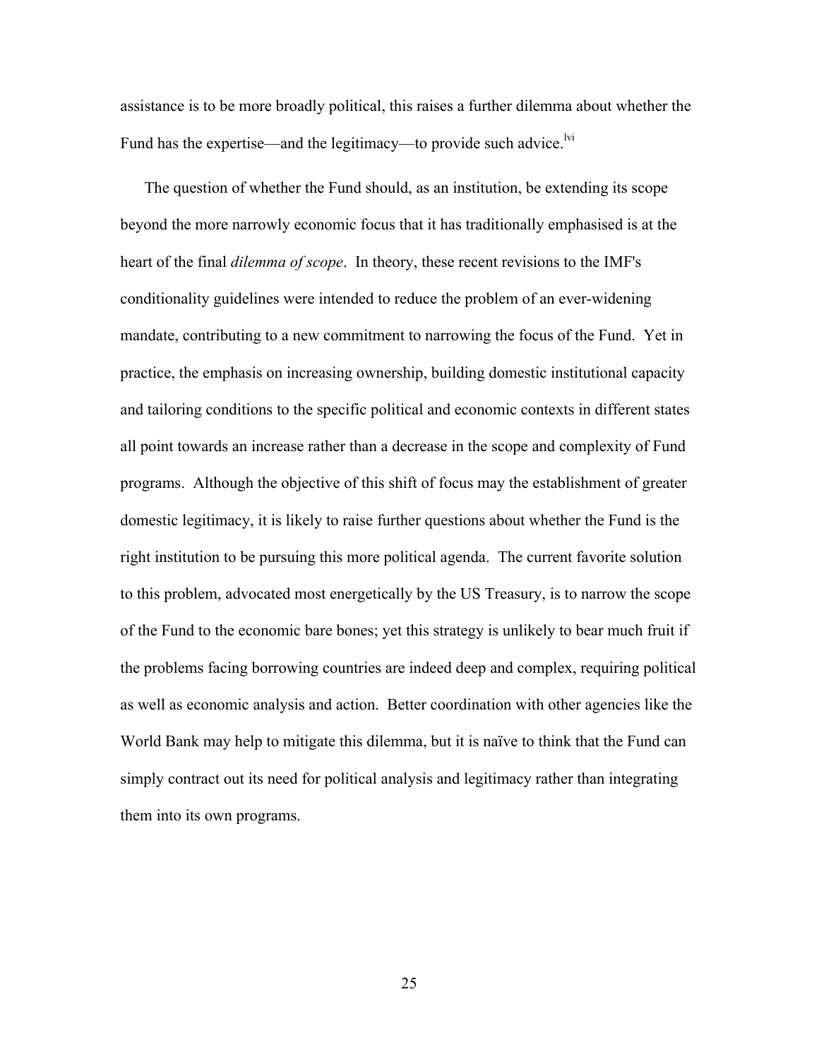assistance is to be more broadly political, this raises a further dilemma about whether the Fund has the expertise—and the legitimacy—to provide such advice.[lvi]

The question of whether the Fund should, as an institution, be extending its scope beyond the more narrowly economic focus that it has traditionally emphasised is at the heart of the final *dilemma of scope*. In theory, these recent revisions to the IMF's conditionality guidelines were intended to reduce the problem of an ever-widening mandate, contributing to a new commitment to narrowing the focus of the Fund. Yet in practice, the emphasis on increasing ownership, building domestic institutional capacity and tailoring conditions to the specific political and economic contexts in different states all point towards an increase rather than a decrease in the scope and complexity of Fund programs. Although the objective of this shift of focus may the establishment of greater domestic legitimacy, it is likely to raise further questions about whether the Fund is the right institution to be pursuing this more political agenda. The current favorite solution to this problem, advocated most energetically by the US Treasury, is to narrow the scope of the Fund to the economic bare bones; yet this strategy is unlikely to bear much fruit if the problems facing borrowing countries are indeed deep and complex, requiring political as well as economic analysis and action. Better coordination with other agencies like the World Bank may help to mitigate this dilemma, but it is naïve to think that the Fund can simply contract out its need for political analysis and legitimacy rather than integrating them into its own programs.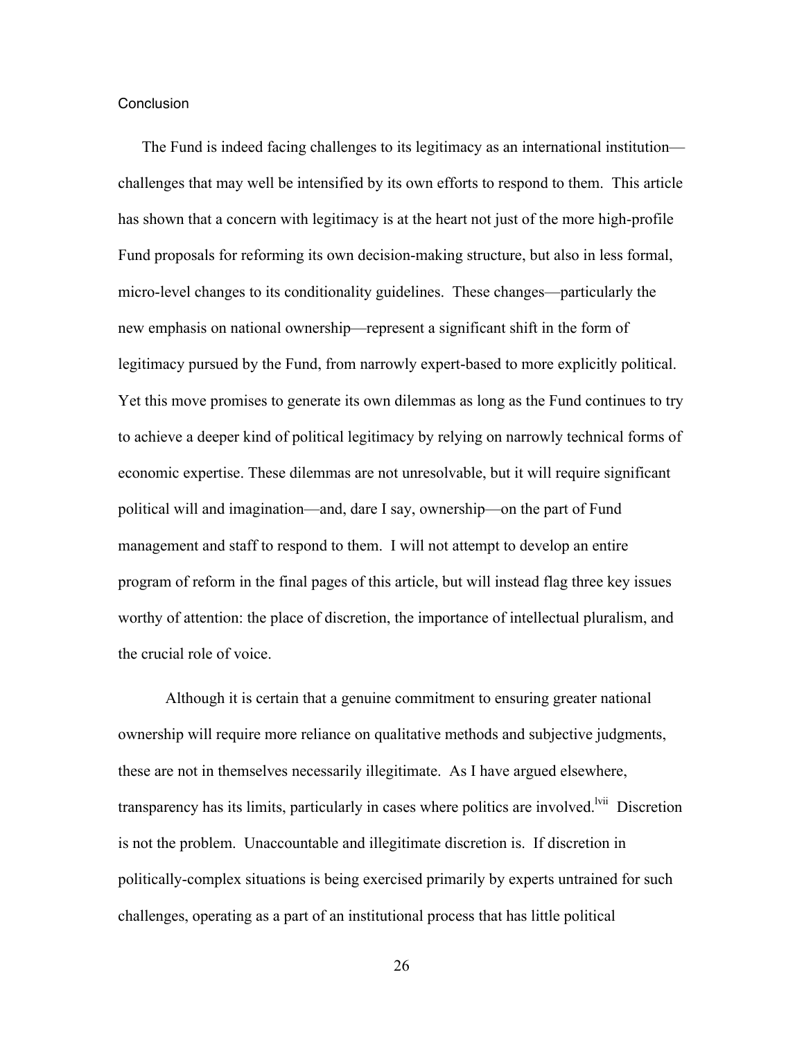## Conclusion

The Fund is indeed facing challenges to its legitimacy as an international institution—challenges that may well be intensified by its own efforts to respond to them. This article has shown that a concern with legitimacy is at the heart not just of the more high-profile Fund proposals for reforming its own decision-making structure, but also in less formal, micro-level changes to its conditionality guidelines. These changes—particularly the new emphasis on national ownership—represent a significant shift in the form of legitimacy pursued by the Fund, from narrowly expert-based to more explicitly political. Yet this move promises to generate its own dilemmas as long as the Fund continues to try to achieve a deeper kind of political legitimacy by relying on narrowly technical forms of economic expertise. These dilemmas are not unresolvable, but it will require significant political will and imagination—and, dare I say, ownership—on the part of Fund management and staff to respond to them. I will not attempt to develop an entire program of reform in the final pages of this article, but will instead flag three key issues worthy of attention: the place of discretion, the importance of intellectual pluralism, and the crucial role of voice.

Although it is certain that a genuine commitment to ensuring greater national ownership will require more reliance on qualitative methods and subjective judgments, these are not in themselves necessarily illegitimate. As I have argued elsewhere, transparency has its limits, particularly in cases where politics are involved.[lvii] Discretion is not the problem. Unaccountable and illegitimate discretion is. If discretion in politically-complex situations is being exercised primarily by experts untrained for such challenges, operating as a part of an institutional process that has little political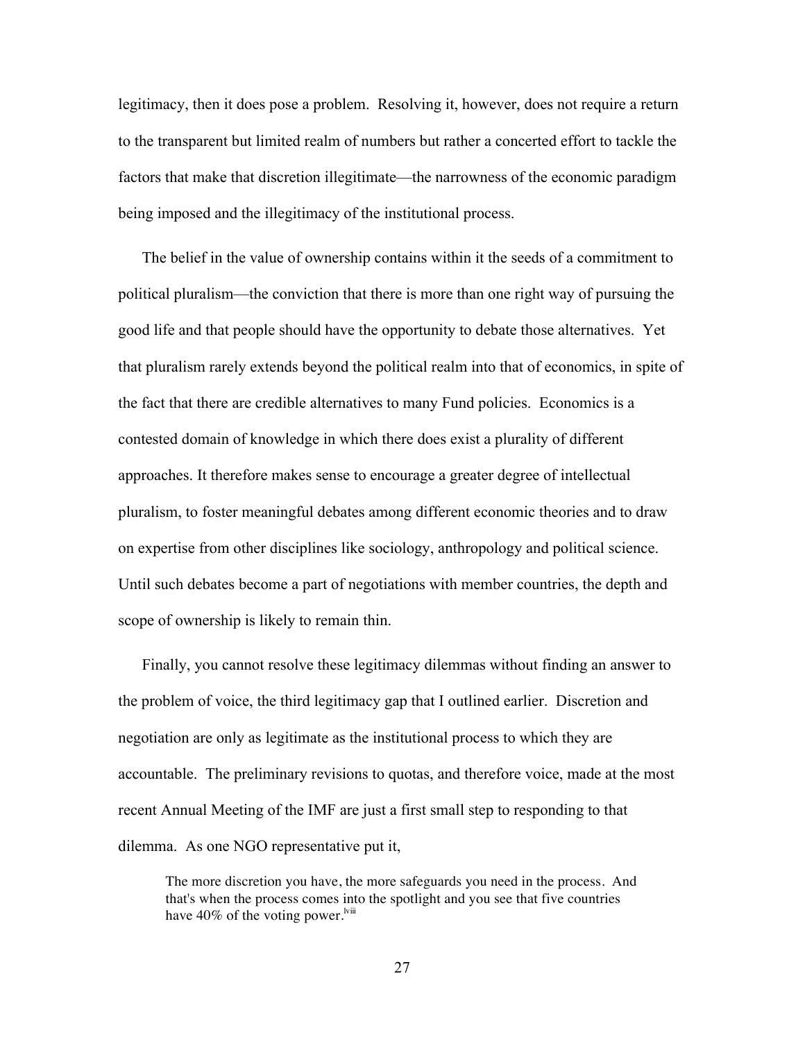legitimacy, then it does pose a problem. Resolving it, however, does not require a return to the transparent but limited realm of numbers but rather a concerted effort to tackle the factors that make that discretion illegitimate—the narrowness of the economic paradigm being imposed and the illegitimacy of the institutional process.

The belief in the value of ownership contains within it the seeds of a commitment to political pluralism—the conviction that there is more than one right way of pursuing the good life and that people should have the opportunity to debate those alternatives. Yet that pluralism rarely extends beyond the political realm into that of economics, in spite of the fact that there are credible alternatives to many Fund policies. Economics is a contested domain of knowledge in which there does exist a plurality of different approaches. It therefore makes sense to encourage a greater degree of intellectual pluralism, to foster meaningful debates among different economic theories and to draw on expertise from other disciplines like sociology, anthropology and political science. Until such debates become a part of negotiations with member countries, the depth and scope of ownership is likely to remain thin.

Finally, you cannot resolve these legitimacy dilemmas without finding an answer to the problem of voice, the third legitimacy gap that I outlined earlier. Discretion and negotiation are only as legitimate as the institutional process to which they are accountable. The preliminary revisions to quotas, and therefore voice, made at the most recent Annual Meeting of the IMF are just a first small step to responding to that dilemma. As one NGO representative put it,

> The more discretion you have, the more safeguards you need in the process. And that's when the process comes into the spotlight and you see that five countries have 40% of the voting power.[lviii]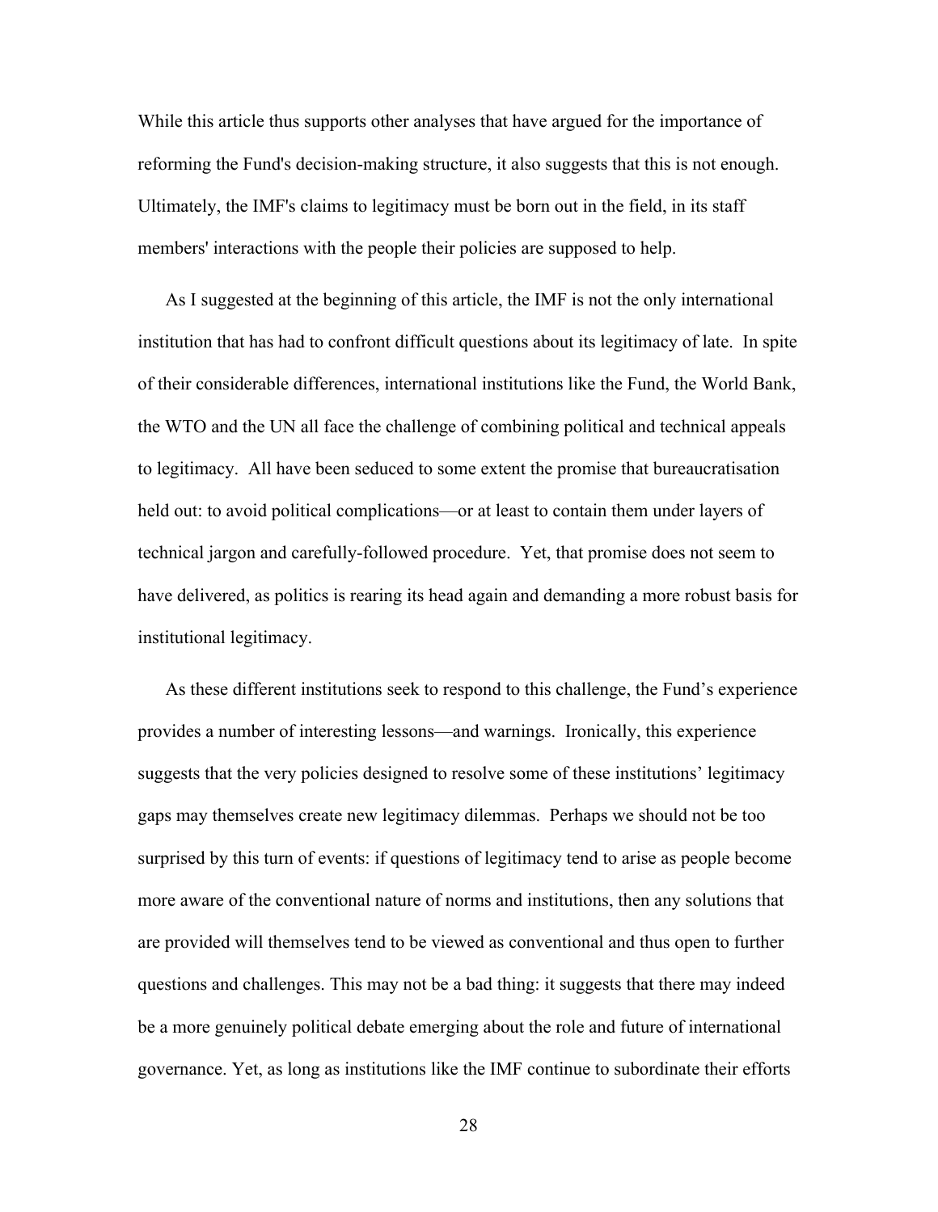While this article thus supports other analyses that have argued for the importance of reforming the Fund's decision-making structure, it also suggests that this is not enough. Ultimately, the IMF's claims to legitimacy must be born out in the field, in its staff members' interactions with the people their policies are supposed to help.

As I suggested at the beginning of this article, the IMF is not the only international institution that has had to confront difficult questions about its legitimacy of late. In spite of their considerable differences, international institutions like the Fund, the World Bank, the WTO and the UN all face the challenge of combining political and technical appeals to legitimacy. All have been seduced to some extent the promise that bureaucratisation held out: to avoid political complications—or at least to contain them under layers of technical jargon and carefully-followed procedure. Yet, that promise does not seem to have delivered, as politics is rearing its head again and demanding a more robust basis for institutional legitimacy.

As these different institutions seek to respond to this challenge, the Fund's experience provides a number of interesting lessons—and warnings. Ironically, this experience suggests that the very policies designed to resolve some of these institutions' legitimacy gaps may themselves create new legitimacy dilemmas. Perhaps we should not be too surprised by this turn of events: if questions of legitimacy tend to arise as people become more aware of the conventional nature of norms and institutions, then any solutions that are provided will themselves tend to be viewed as conventional and thus open to further questions and challenges. This may not be a bad thing: it suggests that there may indeed be a more genuinely political debate emerging about the role and future of international governance. Yet, as long as institutions like the IMF continue to subordinate their efforts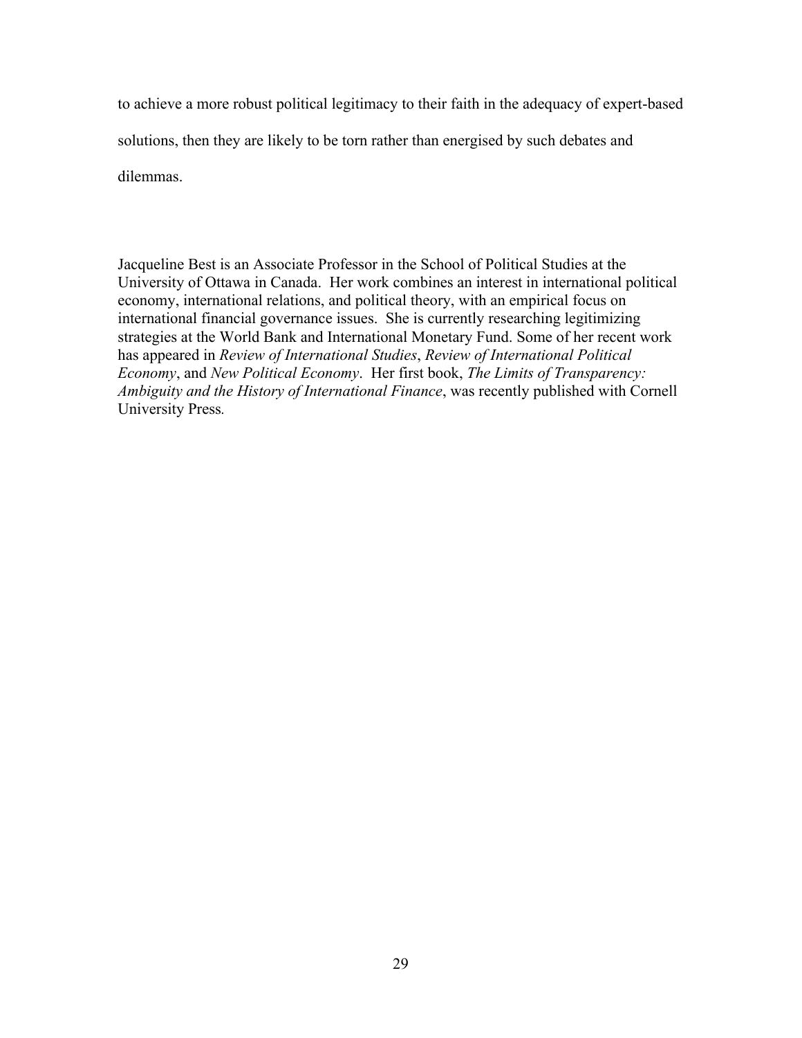to achieve a more robust political legitimacy to their faith in the adequacy of expert-based solutions, then they are likely to be torn rather than energised by such debates and dilemmas.

Jacqueline Best is an Associate Professor in the School of Political Studies at the University of Ottawa in Canada. Her work combines an interest in international political economy, international relations, and political theory, with an empirical focus on international financial governance issues. She is currently researching legitimizing strategies at the World Bank and International Monetary Fund. Some of her recent work has appeared in *Review of International Studies*, *Review of International Political Economy*, and *New Political Economy*. Her first book, *The Limits of Transparency: Ambiguity and the History of International Finance*, was recently published with Cornell University Press.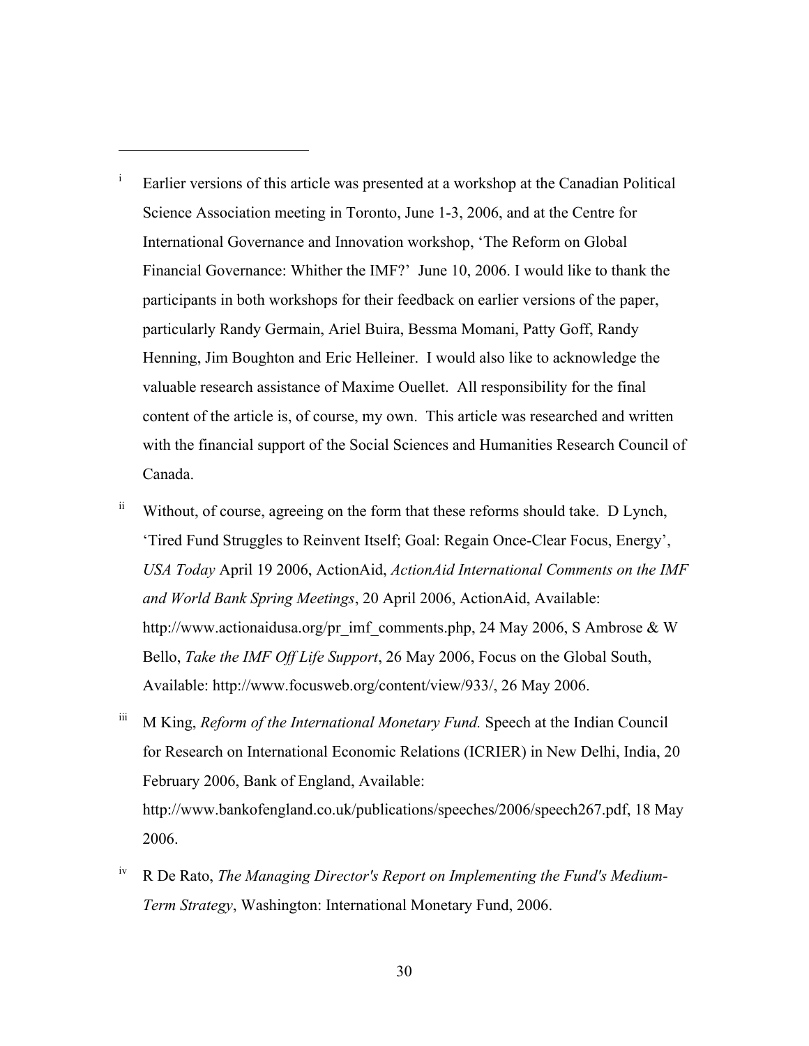---

[i] Earlier versions of this article was presented at a workshop at the Canadian Political Science Association meeting in Toronto, June 1-3, 2006, and at the Centre for International Governance and Innovation workshop, 'The Reform on Global Financial Governance: Whither the IMF?' June 10, 2006. I would like to thank the participants in both workshops for their feedback on earlier versions of the paper, particularly Randy Germain, Ariel Buira, Bessma Momani, Patty Goff, Randy Henning, Jim Boughton and Eric Helleiner. I would also like to acknowledge the valuable research assistance of Maxime Ouellet. All responsibility for the final content of the article is, of course, my own. This article was researched and written with the financial support of the Social Sciences and Humanities Research Council of Canada.

[ii] Without, of course, agreeing on the form that these reforms should take. D Lynch, 'Tired Fund Struggles to Reinvent Itself; Goal: Regain Once-Clear Focus, Energy', *USA Today* April 19 2006, ActionAid, *ActionAid International Comments on the IMF and World Bank Spring Meetings*, 20 April 2006, ActionAid, Available: http://www.actionaidusa.org/pr_imf_comments.php, 24 May 2006, S Ambrose & W Bello, *Take the IMF Off Life Support*, 26 May 2006, Focus on the Global South, Available: http://www.focusweb.org/content/view/933/, 26 May 2006.

[iii] M King, *Reform of the International Monetary Fund.* Speech at the Indian Council for Research on International Economic Relations (ICRIER) in New Delhi, India, 20 February 2006, Bank of England, Available: http://www.bankofengland.co.uk/publications/speeches/2006/speech267.pdf, 18 May 2006.

[iv] R De Rato, *The Managing Director's Report on Implementing the Fund's Medium-Term Strategy*, Washington: International Monetary Fund, 2006.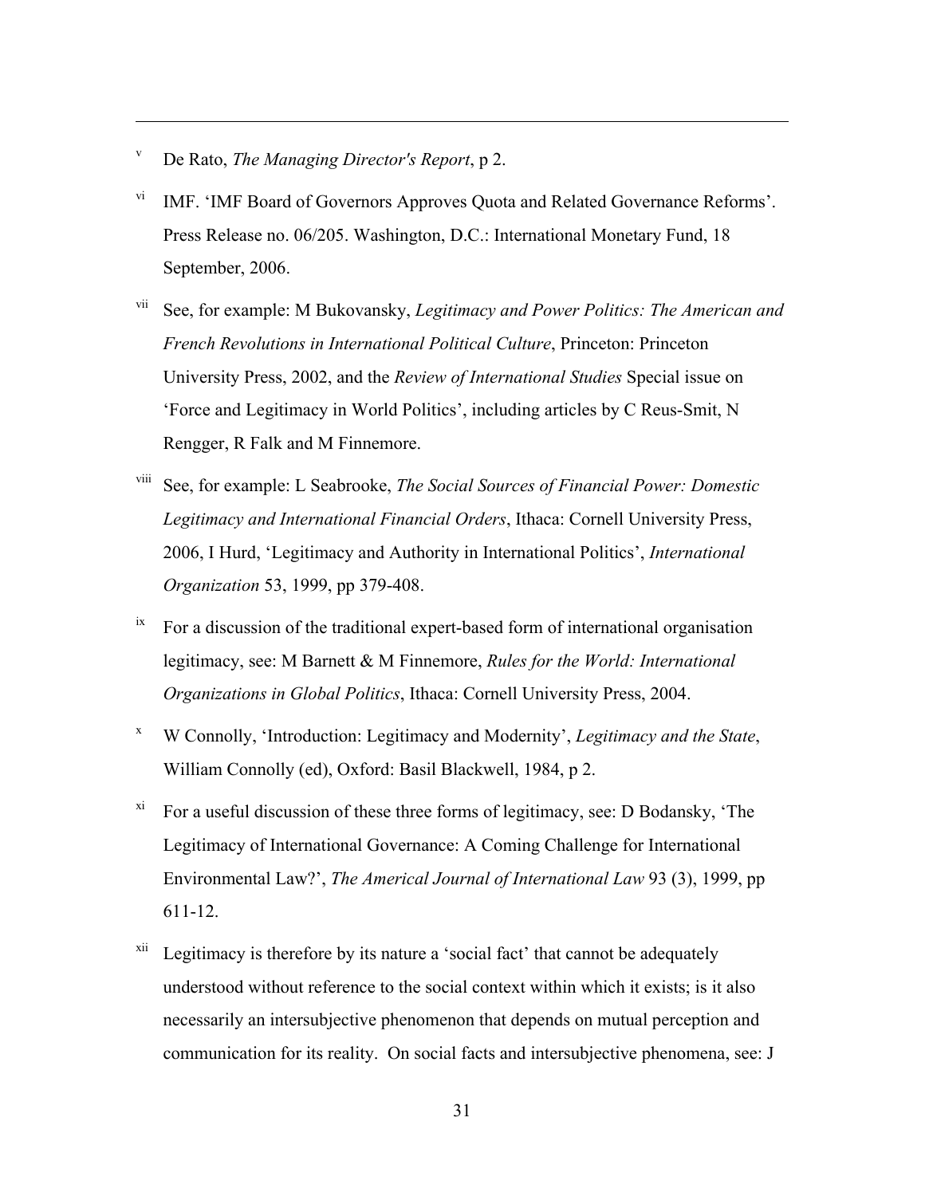[v] De Rato, *The Managing Director's Report*, p 2.

[vi] IMF. 'IMF Board of Governors Approves Quota and Related Governance Reforms'. Press Release no. 06/205. Washington, D.C.: International Monetary Fund, 18 September, 2006.

[vii] See, for example: M Bukovansky, *Legitimacy and Power Politics: The American and French Revolutions in International Political Culture*, Princeton: Princeton University Press, 2002, and the *Review of International Studies* Special issue on 'Force and Legitimacy in World Politics', including articles by C Reus-Smit, N Rengger, R Falk and M Finnemore.

[viii] See, for example: L Seabrooke, *The Social Sources of Financial Power: Domestic Legitimacy and International Financial Orders*, Ithaca: Cornell University Press, 2006, I Hurd, 'Legitimacy and Authority in International Politics', *International Organization* 53, 1999, pp 379-408.

[ix] For a discussion of the traditional expert-based form of international organisation legitimacy, see: M Barnett & M Finnemore, *Rules for the World: International Organizations in Global Politics*, Ithaca: Cornell University Press, 2004.

[x] W Connolly, 'Introduction: Legitimacy and Modernity', *Legitimacy and the State*, William Connolly (ed), Oxford: Basil Blackwell, 1984, p 2.

[xi] For a useful discussion of these three forms of legitimacy, see: D Bodansky, 'The Legitimacy of International Governance: A Coming Challenge for International Environmental Law?', *The Americal Journal of International Law* 93 (3), 1999, pp 611-12.

[xii] Legitimacy is therefore by its nature a 'social fact' that cannot be adequately understood without reference to the social context within which it exists; is it also necessarily an intersubjective phenomenon that depends on mutual perception and communication for its reality. On social facts and intersubjective phenomena, see: J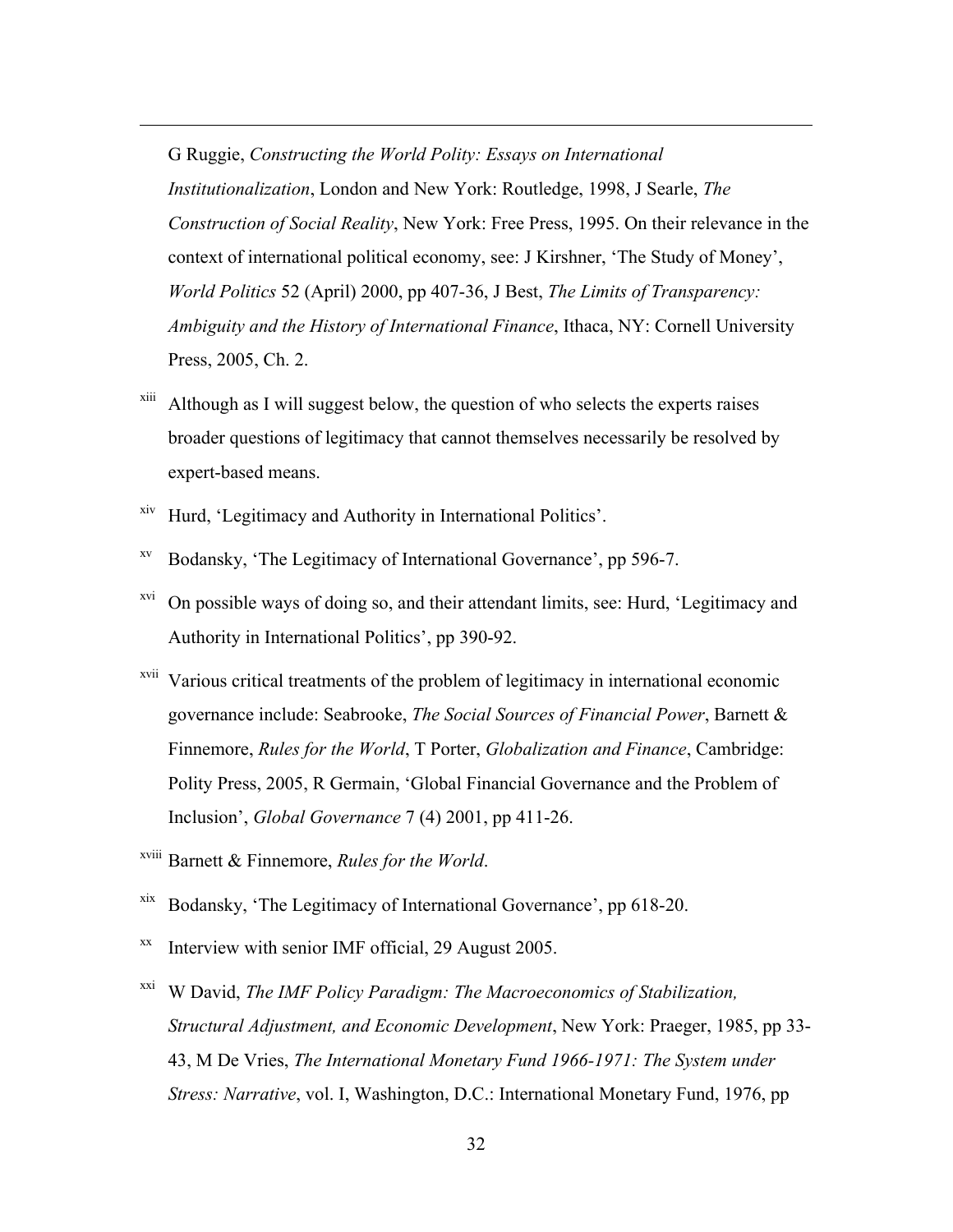G Ruggie, *Constructing the World Polity: Essays on International Institutionalization*, London and New York: Routledge, 1998, J Searle, *The Construction of Social Reality*, New York: Free Press, 1995. On their relevance in the context of international political economy, see: J Kirshner, 'The Study of Money', *World Politics* 52 (April) 2000, pp 407-36, J Best, *The Limits of Transparency: Ambiguity and the History of International Finance*, Ithaca, NY: Cornell University Press, 2005, Ch. 2.

[xiii] Although as I will suggest below, the question of who selects the experts raises broader questions of legitimacy that cannot themselves necessarily be resolved by expert-based means.

[xiv] Hurd, 'Legitimacy and Authority in International Politics'.

[xv] Bodansky, 'The Legitimacy of International Governance', pp 596-7.

[xvi] On possible ways of doing so, and their attendant limits, see: Hurd, 'Legitimacy and Authority in International Politics', pp 390-92.

[xvii] Various critical treatments of the problem of legitimacy in international economic governance include: Seabrooke, *The Social Sources of Financial Power*, Barnett & Finnemore, *Rules for the World*, T Porter, *Globalization and Finance*, Cambridge: Polity Press, 2005, R Germain, 'Global Financial Governance and the Problem of Inclusion', *Global Governance* 7 (4) 2001, pp 411-26.

[xviii] Barnett & Finnemore, *Rules for the World*.

[xix] Bodansky, 'The Legitimacy of International Governance', pp 618-20.

[xx] Interview with senior IMF official, 29 August 2005.

[xxi] W David, *The IMF Policy Paradigm: The Macroeconomics of Stabilization, Structural Adjustment, and Economic Development*, New York: Praeger, 1985, pp 33-43, M De Vries, *The International Monetary Fund 1966-1971: The System under Stress: Narrative*, vol. I, Washington, D.C.: International Monetary Fund, 1976, pp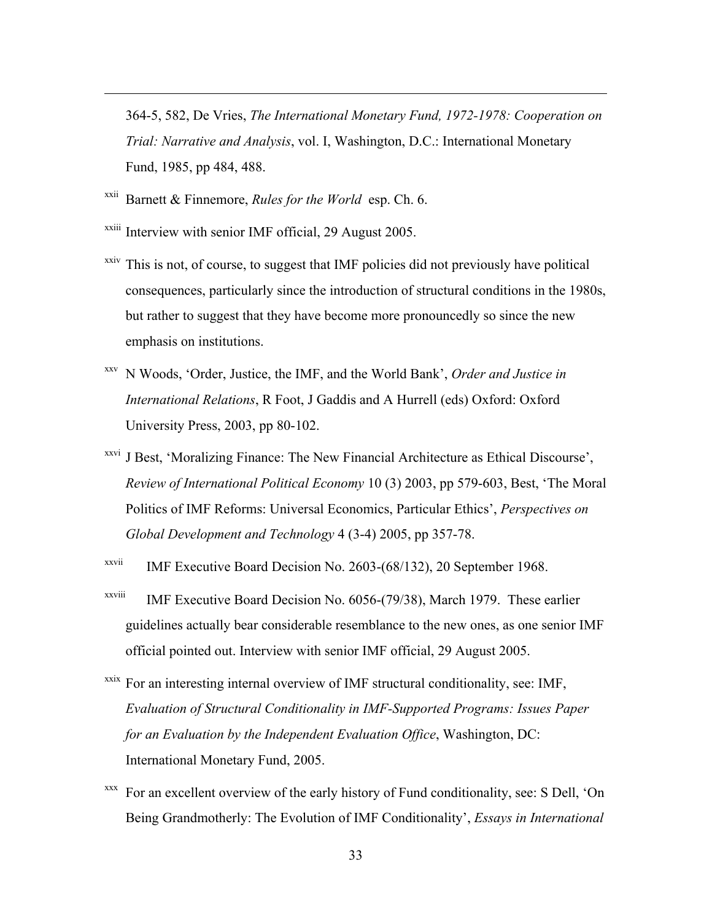364-5, 582, De Vries, *The International Monetary Fund, 1972-1978: Cooperation on Trial: Narrative and Analysis*, vol. I, Washington, D.C.: International Monetary Fund, 1985, pp 484, 488.

[xxii] Barnett & Finnemore, *Rules for the World* esp. Ch. 6.

[xxiii] Interview with senior IMF official, 29 August 2005.

[xxiv] This is not, of course, to suggest that IMF policies did not previously have political consequences, particularly since the introduction of structural conditions in the 1980s, but rather to suggest that they have become more pronouncedly so since the new emphasis on institutions.

[xxv] N Woods, 'Order, Justice, the IMF, and the World Bank', *Order and Justice in International Relations*, R Foot, J Gaddis and A Hurrell (eds) Oxford: Oxford University Press, 2003, pp 80-102.

[xxvi] J Best, 'Moralizing Finance: The New Financial Architecture as Ethical Discourse', *Review of International Political Economy* 10 (3) 2003, pp 579-603, Best, 'The Moral Politics of IMF Reforms: Universal Economics, Particular Ethics', *Perspectives on Global Development and Technology* 4 (3-4) 2005, pp 357-78.

[xxvii] IMF Executive Board Decision No. 2603-(68/132), 20 September 1968.

[xxviii] IMF Executive Board Decision No. 6056-(79/38), March 1979. These earlier guidelines actually bear considerable resemblance to the new ones, as one senior IMF official pointed out. Interview with senior IMF official, 29 August 2005.

[xxix] For an interesting internal overview of IMF structural conditionality, see: IMF, *Evaluation of Structural Conditionality in IMF-Supported Programs: Issues Paper for an Evaluation by the Independent Evaluation Office*, Washington, DC: International Monetary Fund, 2005.

[xxx] For an excellent overview of the early history of Fund conditionality, see: S Dell, 'On Being Grandmotherly: The Evolution of IMF Conditionality', *Essays in International*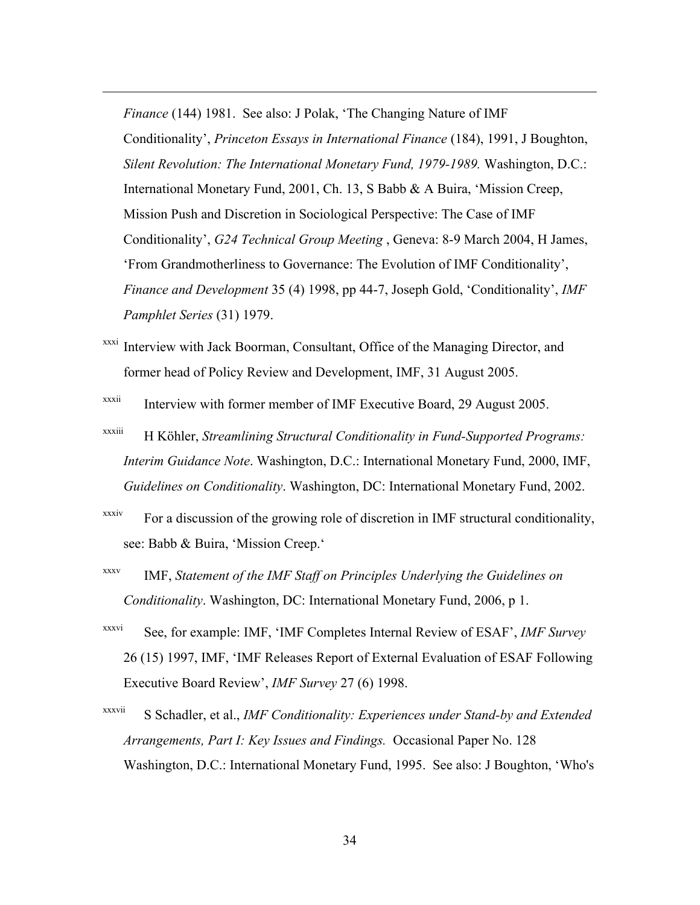*Finance* (144) 1981. See also: J Polak, 'The Changing Nature of IMF Conditionality', *Princeton Essays in International Finance* (184), 1991, J Boughton, *Silent Revolution: The International Monetary Fund, 1979-1989.* Washington, D.C.: International Monetary Fund, 2001, Ch. 13, S Babb & A Buira, 'Mission Creep, Mission Push and Discretion in Sociological Perspective: The Case of IMF Conditionality', *G24 Technical Group Meeting* , Geneva: 8-9 March 2004, H James, 'From Grandmotherliness to Governance: The Evolution of IMF Conditionality', *Finance and Development* 35 (4) 1998, pp 44-7, Joseph Gold, 'Conditionality', *IMF Pamphlet Series* (31) 1979.

[xxxi] Interview with Jack Boorman, Consultant, Office of the Managing Director, and former head of Policy Review and Development, IMF, 31 August 2005.

[xxxii] Interview with former member of IMF Executive Board, 29 August 2005.

[xxxiii] H Köhler, *Streamlining Structural Conditionality in Fund-Supported Programs: Interim Guidance Note*. Washington, D.C.: International Monetary Fund, 2000, IMF, *Guidelines on Conditionality*. Washington, DC: International Monetary Fund, 2002.

[xxxiv] For a discussion of the growing role of discretion in IMF structural conditionality, see: Babb & Buira, 'Mission Creep.'

[xxxv] IMF, *Statement of the IMF Staff on Principles Underlying the Guidelines on Conditionality*. Washington, DC: International Monetary Fund, 2006, p 1.

[xxxvi] See, for example: IMF, 'IMF Completes Internal Review of ESAF', *IMF Survey* 26 (15) 1997, IMF, 'IMF Releases Report of External Evaluation of ESAF Following Executive Board Review', *IMF Survey* 27 (6) 1998.

[xxxvii] S Schadler, et al., *IMF Conditionality: Experiences under Stand-by and Extended Arrangements, Part I: Key Issues and Findings.* Occasional Paper No. 128 Washington, D.C.: International Monetary Fund, 1995. See also: J Boughton, 'Who's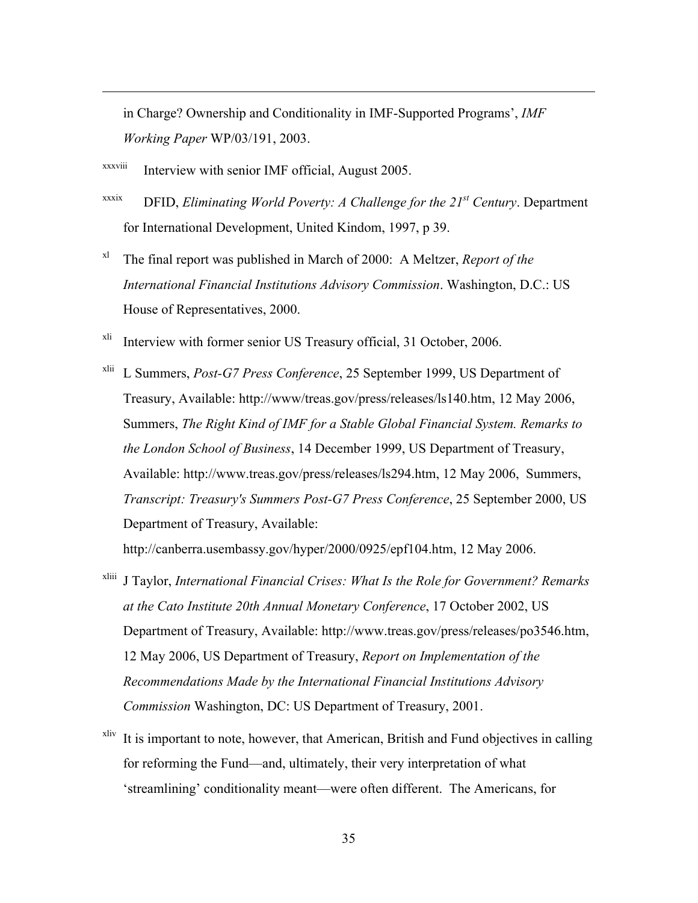in Charge? Ownership and Conditionality in IMF-Supported Programs', *IMF Working Paper* WP/03/191, 2003.

[xxxviii] Interview with senior IMF official, August 2005.

[xxxix] DFID, *Eliminating World Poverty: A Challenge for the 21st Century*. Department for International Development, United Kindom, 1997, p 39.

[xl] The final report was published in March of 2000: A Meltzer, *Report of the International Financial Institutions Advisory Commission*. Washington, D.C.: US House of Representatives, 2000.

[xli] Interview with former senior US Treasury official, 31 October, 2006.

[xlii] L Summers, *Post-G7 Press Conference*, 25 September 1999, US Department of Treasury, Available: http://www/treas.gov/press/releases/ls140.htm, 12 May 2006, Summers, *The Right Kind of IMF for a Stable Global Financial System. Remarks to the London School of Business*, 14 December 1999, US Department of Treasury, Available: http://www.treas.gov/press/releases/ls294.htm, 12 May 2006, Summers, *Transcript: Treasury's Summers Post-G7 Press Conference*, 25 September 2000, US Department of Treasury, Available: http://canberra.usembassy.gov/hyper/2000/0925/epf104.htm, 12 May 2006.

[xliii] J Taylor, *International Financial Crises: What Is the Role for Government? Remarks at the Cato Institute 20th Annual Monetary Conference*, 17 October 2002, US Department of Treasury, Available: http://www.treas.gov/press/releases/po3546.htm, 12 May 2006, US Department of Treasury, *Report on Implementation of the Recommendations Made by the International Financial Institutions Advisory Commission* Washington, DC: US Department of Treasury, 2001.

[xliv] It is important to note, however, that American, British and Fund objectives in calling for reforming the Fund—and, ultimately, their very interpretation of what 'streamlining' conditionality meant—were often different. The Americans, for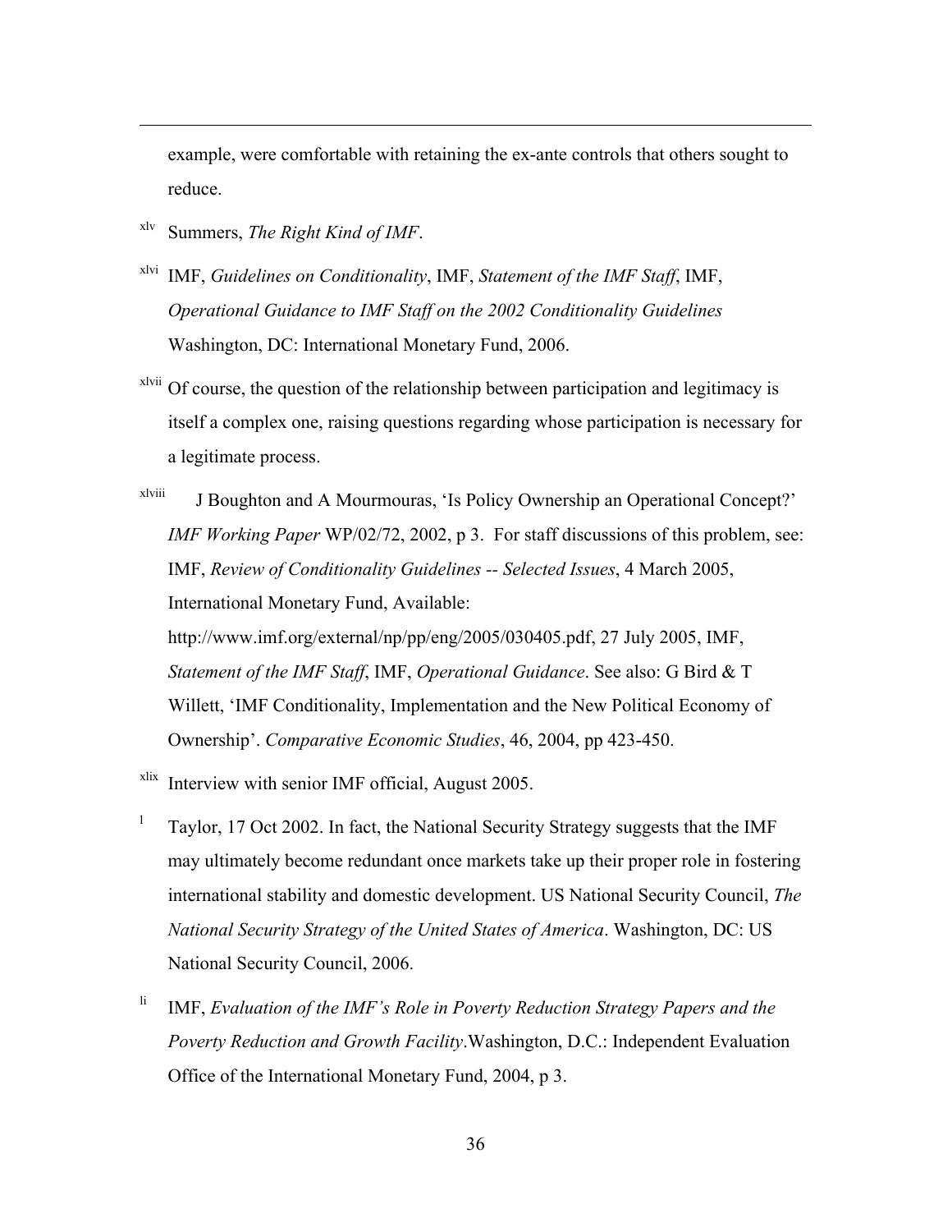example, were comfortable with retaining the ex-ante controls that others sought to reduce.

[xlv] Summers, *The Right Kind of IMF*.

[xlvi] IMF, *Guidelines on Conditionality*, IMF, *Statement of the IMF Staff*, IMF, *Operational Guidance to IMF Staff on the 2002 Conditionality Guidelines* Washington, DC: International Monetary Fund, 2006.

[xlvii] Of course, the question of the relationship between participation and legitimacy is itself a complex one, raising questions regarding whose participation is necessary for a legitimate process.

[xlviii] J Boughton and A Mourmouras, 'Is Policy Ownership an Operational Concept?' *IMF Working Paper* WP/02/72, 2002, p 3. For staff discussions of this problem, see: IMF, *Review of Conditionality Guidelines -- Selected Issues*, 4 March 2005, International Monetary Fund, Available: http://www.imf.org/external/np/pp/eng/2005/030405.pdf, 27 July 2005, IMF, *Statement of the IMF Staff*, IMF, *Operational Guidance*. See also: G Bird & T Willett, 'IMF Conditionality, Implementation and the New Political Economy of Ownership'. *Comparative Economic Studies*, 46, 2004, pp 423-450.

[xlix] Interview with senior IMF official, August 2005.

[l] Taylor, 17 Oct 2002. In fact, the National Security Strategy suggests that the IMF may ultimately become redundant once markets take up their proper role in fostering international stability and domestic development. US National Security Council, *The National Security Strategy of the United States of America*. Washington, DC: US National Security Council, 2006.

[li] IMF, *Evaluation of the IMF's Role in Poverty Reduction Strategy Papers and the Poverty Reduction and Growth Facility*.Washington, D.C.: Independent Evaluation Office of the International Monetary Fund, 2004, p 3.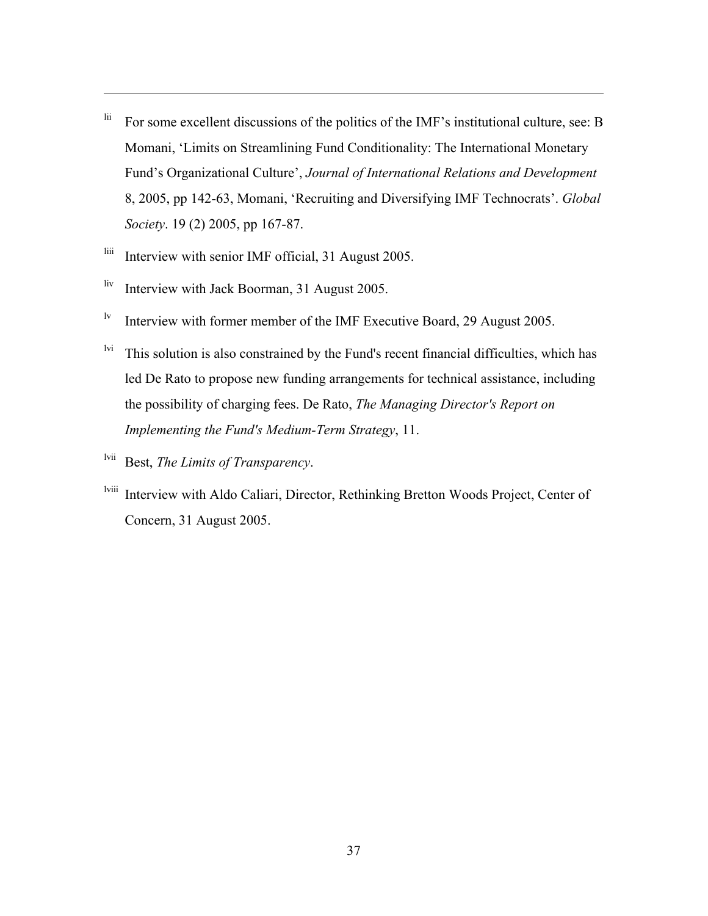[lii] For some excellent discussions of the politics of the IMF's institutional culture, see: B Momani, 'Limits on Streamlining Fund Conditionality: The International Monetary Fund's Organizational Culture', *Journal of International Relations and Development* 8, 2005, pp 142-63, Momani, 'Recruiting and Diversifying IMF Technocrats'. *Global Society*. 19 (2) 2005, pp 167-87.

[liii] Interview with senior IMF official, 31 August 2005.

[liv] Interview with Jack Boorman, 31 August 2005.

[lv] Interview with former member of the IMF Executive Board, 29 August 2005.

[lvi] This solution is also constrained by the Fund's recent financial difficulties, which has led De Rato to propose new funding arrangements for technical assistance, including the possibility of charging fees. De Rato, *The Managing Director's Report on Implementing the Fund's Medium-Term Strategy*, 11.

[lvii] Best, *The Limits of Transparency*.

[lviii] Interview with Aldo Caliari, Director, Rethinking Bretton Woods Project, Center of Concern, 31 August 2005.